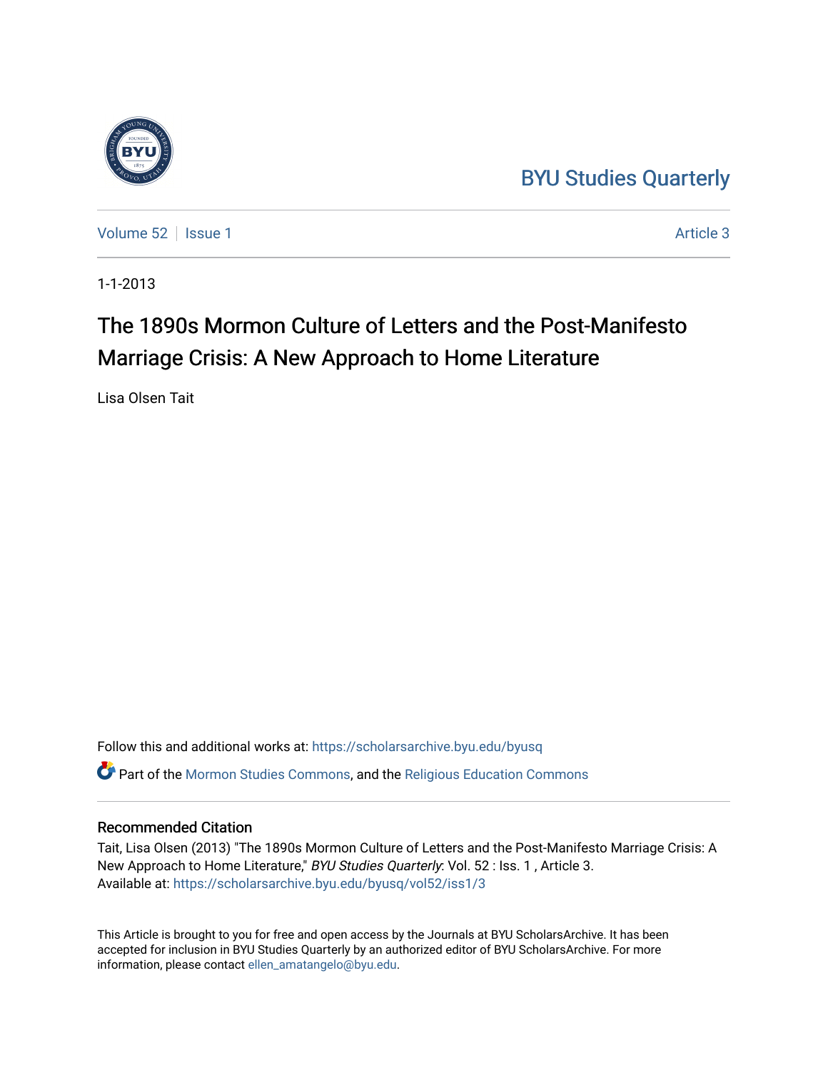BYU Studies Quarterly

Volume 52 | Issue 1 | Article 3

1-1-2013

# The 1890s Mormon Culture of Letters and the Post-Manifesto Marriage Crisis: A New Approach to Home Literature

Lisa Olsen Tait

Follow this and additional works at: https://scholarsarchive.byu.edu/byusq

Part of the Mormon Studies Commons, and the Religious Education Commons

## Recommended Citation

Tait, Lisa Olsen (2013) "The 1890s Mormon Culture of Letters and the Post-Manifesto Marriage Crisis: A New Approach to Home Literature," *BYU Studies Quarterly*: Vol. 52 : Iss. 1 , Article 3.
Available at: https://scholarsarchive.byu.edu/byusq/vol52/iss1/3

This Article is brought to you for free and open access by the Journals at BYU ScholarsArchive. It has been accepted for inclusion in BYU Studies Quarterly by an authorized editor of BYU ScholarsArchive. For more information, please contact ellen_amatangelo@byu.edu.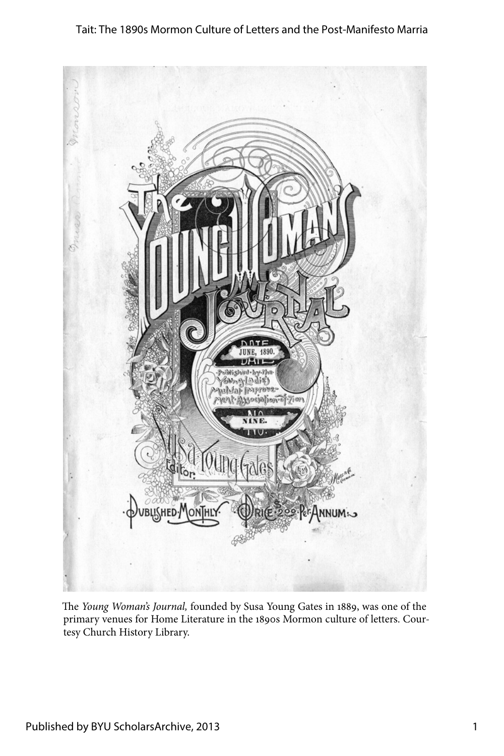The *Young Woman's Journal,* founded by Susa Young Gates in 1889, was one of the primary venues for Home Literature in the 1890s Mormon culture of letters. Courtesy Church History Library.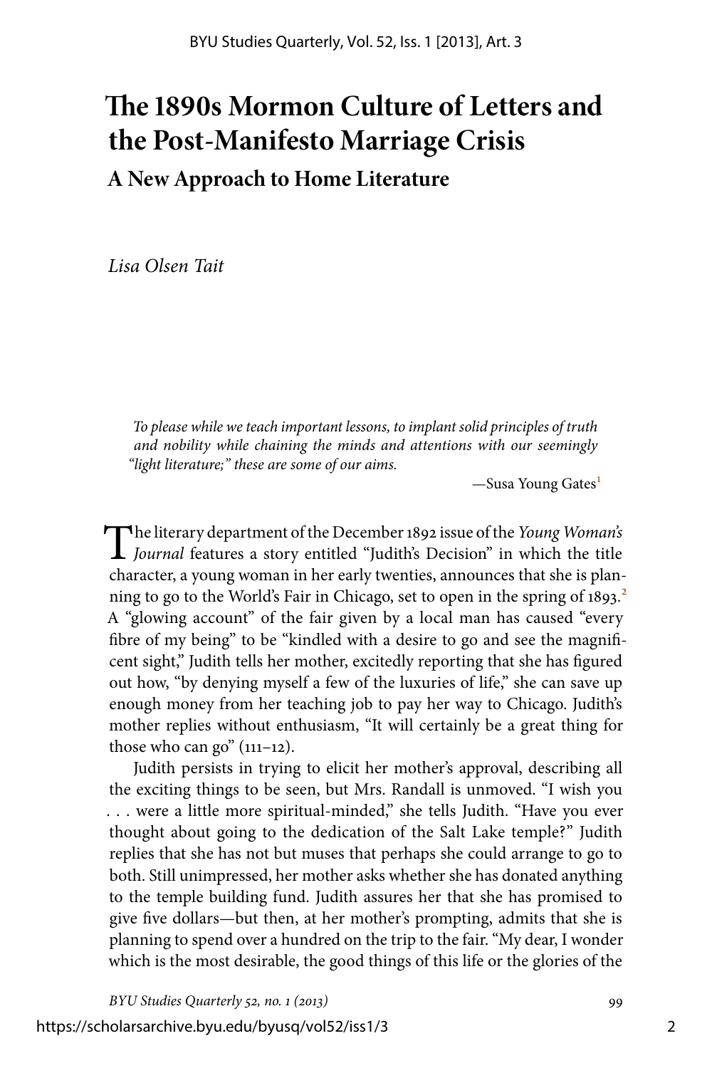# The 1890s Mormon Culture of Letters and the Post-Manifesto Marriage Crisis

## A New Approach to Home Literature

*Lisa Olsen Tait*

> *To please while we teach important lessons, to implant solid principles of truth and nobility while chaining the minds and attentions with our seemingly "light literature;" these are some of our aims.*
>
> —Susa Young Gates[1]

The literary department of the December 1892 issue of the *Young Woman's Journal* features a story entitled "Judith's Decision" in which the title character, a young woman in her early twenties, announces that she is planning to go to the World's Fair in Chicago, set to open in the spring of 1893.[2] A "glowing account" of the fair given by a local man has caused "every fibre of my being" to be "kindled with a desire to go and see the magnificent sight," Judith tells her mother, excitedly reporting that she has figured out how, "by denying myself a few of the luxuries of life," she can save up enough money from her teaching job to pay her way to Chicago. Judith's mother replies without enthusiasm, "It will certainly be a great thing for those who can go" (111–12).

Judith persists in trying to elicit her mother's approval, describing all the exciting things to be seen, but Mrs. Randall is unmoved. "I wish you . . . were a little more spiritual-minded," she tells Judith. "Have you ever thought about going to the dedication of the Salt Lake temple?" Judith replies that she has not but muses that perhaps she could arrange to go to both. Still unimpressed, her mother asks whether she has donated anything to the temple building fund. Judith assures her that she has promised to give five dollars—but then, at her mother's prompting, admits that she is planning to spend over a hundred on the trip to the fair. "My dear, I wonder which is the most desirable, the good things of this life or the glories of the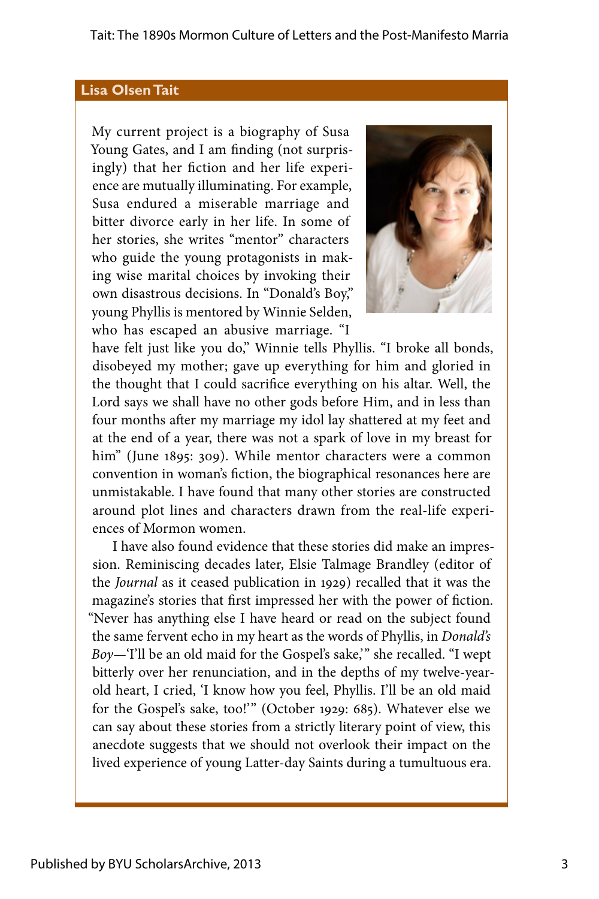### Lisa Olsen Tait

My current project is a biography of Susa Young Gates, and I am finding (not surprisingly) that her fiction and her life experience are mutually illuminating. For example, Susa endured a miserable marriage and bitter divorce early in her life. In some of her stories, she writes "mentor" characters who guide the young protagonists in making wise marital choices by invoking their own disastrous decisions. In "Donald's Boy," young Phyllis is mentored by Winnie Selden, who has escaped an abusive marriage. "I have felt just like you do," Winnie tells Phyllis. "I broke all bonds, disobeyed my mother; gave up everything for him and gloried in the thought that I could sacrifice everything on his altar. Well, the Lord says we shall have no other gods before Him, and in less than four months after my marriage my idol lay shattered at my feet and at the end of a year, there was not a spark of love in my breast for him" (June 1895: 309). While mentor characters were a common convention in woman's fiction, the biographical resonances here are unmistakable. I have found that many other stories are constructed around plot lines and characters drawn from the real-life experiences of Mormon women.

I have also found evidence that these stories did make an impression. Reminiscing decades later, Elsie Talmage Brandley (editor of the *Journal* as it ceased publication in 1929) recalled that it was the magazine's stories that first impressed her with the power of fiction. "Never has anything else I have heard or read on the subject found the same fervent echo in my heart as the words of Phyllis, in *Donald's Boy*—'I'll be an old maid for the Gospel's sake,'" she recalled. "I wept bitterly over her renunciation, and in the depths of my twelve-year-old heart, I cried, 'I know how you feel, Phyllis. I'll be an old maid for the Gospel's sake, too!'" (October 1929: 685). Whatever else we can say about these stories from a strictly literary point of view, this anecdote suggests that we should not overlook their impact on the lived experience of young Latter-day Saints during a tumultuous era.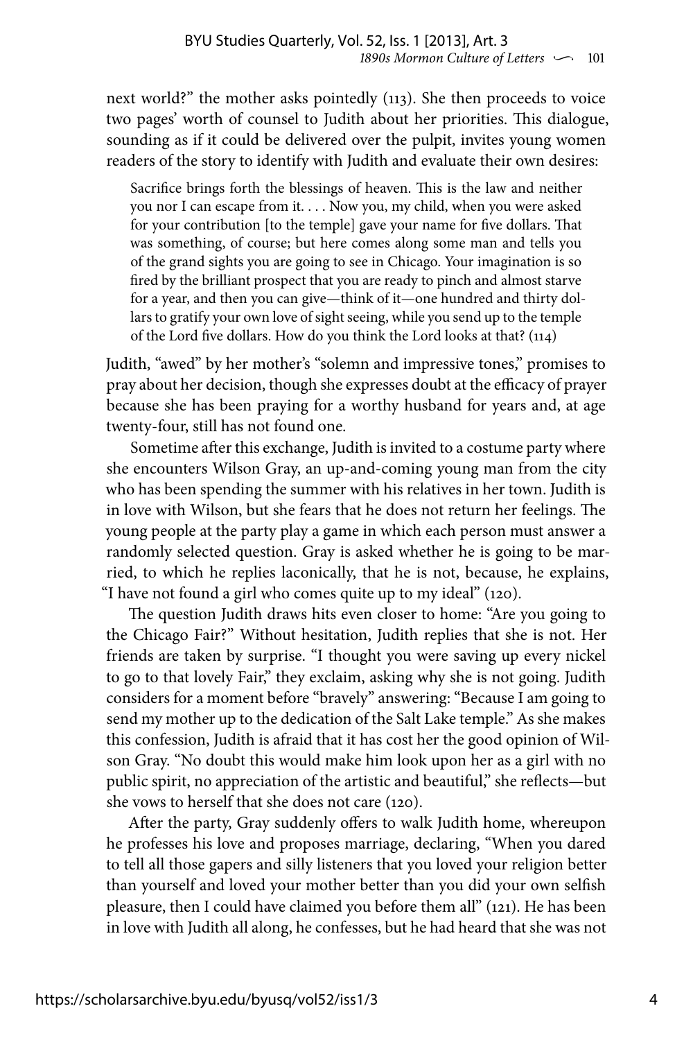next world?" the mother asks pointedly (113). She then proceeds to voice two pages' worth of counsel to Judith about her priorities. This dialogue, sounding as if it could be delivered over the pulpit, invites young women readers of the story to identify with Judith and evaluate their own desires:

> Sacrifice brings forth the blessings of heaven. This is the law and neither you nor I can escape from it. . . . Now you, my child, when you were asked for your contribution [to the temple] gave your name for five dollars. That was something, of course; but here comes along some man and tells you of the grand sights you are going to see in Chicago. Your imagination is so fired by the brilliant prospect that you are ready to pinch and almost starve for a year, and then you can give—think of it—one hundred and thirty dollars to gratify your own love of sight seeing, while you send up to the temple of the Lord five dollars. How do you think the Lord looks at that? (114)

Judith, "awed" by her mother's "solemn and impressive tones," promises to pray about her decision, though she expresses doubt at the efficacy of prayer because she has been praying for a worthy husband for years and, at age twenty-four, still has not found one.

Sometime after this exchange, Judith is invited to a costume party where she encounters Wilson Gray, an up-and-coming young man from the city who has been spending the summer with his relatives in her town. Judith is in love with Wilson, but she fears that he does not return her feelings. The young people at the party play a game in which each person must answer a randomly selected question. Gray is asked whether he is going to be married, to which he replies laconically, that he is not, because, he explains, "I have not found a girl who comes quite up to my ideal" (120).

The question Judith draws hits even closer to home: "Are you going to the Chicago Fair?" Without hesitation, Judith replies that she is not. Her friends are taken by surprise. "I thought you were saving up every nickel to go to that lovely Fair," they exclaim, asking why she is not going. Judith considers for a moment before "bravely" answering: "Because I am going to send my mother up to the dedication of the Salt Lake temple." As she makes this confession, Judith is afraid that it has cost her the good opinion of Wilson Gray. "No doubt this would make him look upon her as a girl with no public spirit, no appreciation of the artistic and beautiful," she reflects—but she vows to herself that she does not care (120).

After the party, Gray suddenly offers to walk Judith home, whereupon he professes his love and proposes marriage, declaring, "When you dared to tell all those gapers and silly listeners that you loved your religion better than yourself and loved your mother better than you did your own selfish pleasure, then I could have claimed you before them all" (121). He has been in love with Judith all along, he confesses, but he had heard that she was not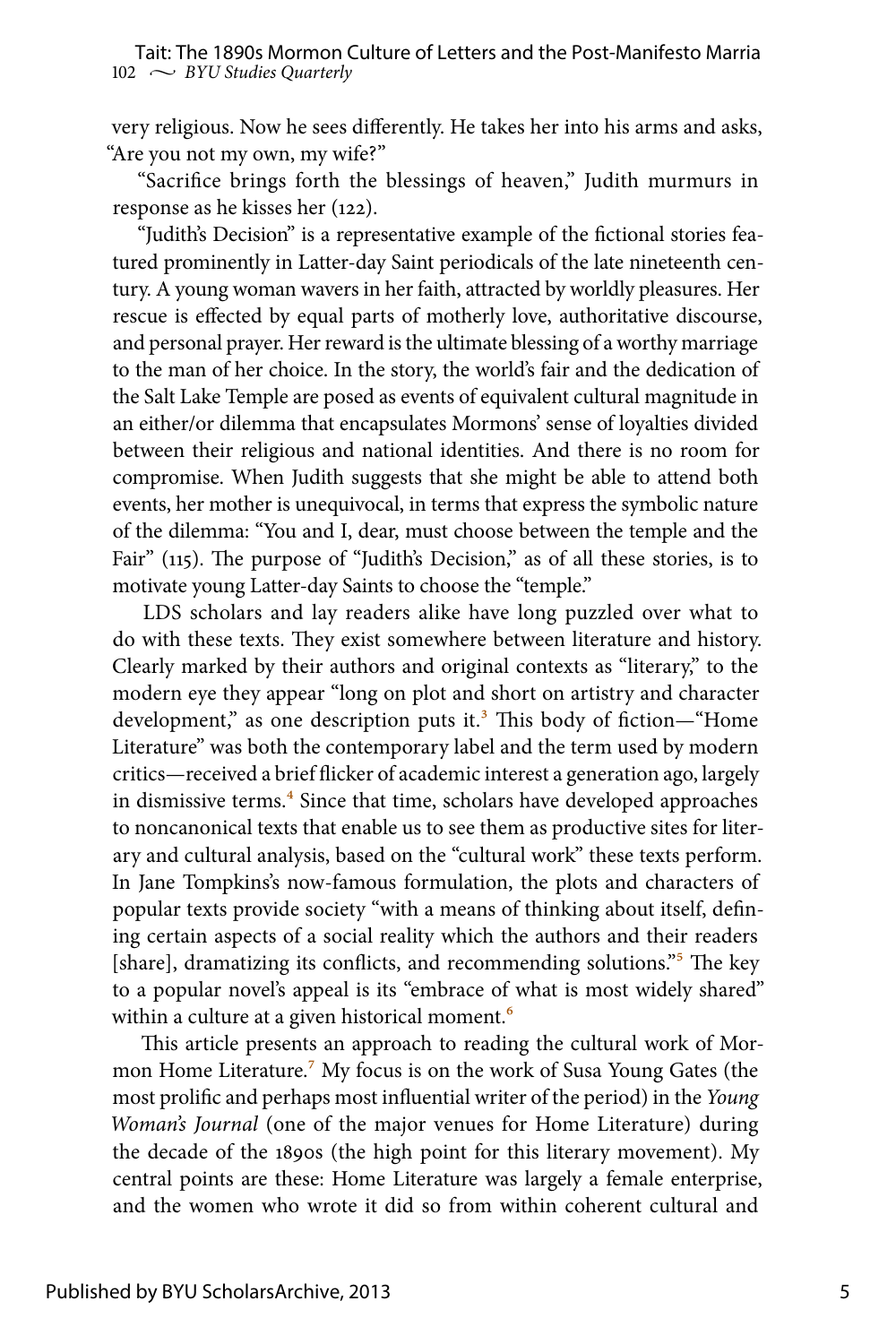very religious. Now he sees differently. He takes her into his arms and asks, "Are you not my own, my wife?"

"Sacrifice brings forth the blessings of heaven," Judith murmurs in response as he kisses her (122).

"Judith's Decision" is a representative example of the fictional stories featured prominently in Latter-day Saint periodicals of the late nineteenth century. A young woman wavers in her faith, attracted by worldly pleasures. Her rescue is effected by equal parts of motherly love, authoritative discourse, and personal prayer. Her reward is the ultimate blessing of a worthy marriage to the man of her choice. In the story, the world's fair and the dedication of the Salt Lake Temple are posed as events of equivalent cultural magnitude in an either/or dilemma that encapsulates Mormons' sense of loyalties divided between their religious and national identities. And there is no room for compromise. When Judith suggests that she might be able to attend both events, her mother is unequivocal, in terms that express the symbolic nature of the dilemma: "You and I, dear, must choose between the temple and the Fair" (115). The purpose of "Judith's Decision," as of all these stories, is to motivate young Latter-day Saints to choose the "temple."

LDS scholars and lay readers alike have long puzzled over what to do with these texts. They exist somewhere between literature and history. Clearly marked by their authors and original contexts as "literary," to the modern eye they appear "long on plot and short on artistry and character development," as one description puts it.[3] This body of fiction—"Home Literature" was both the contemporary label and the term used by modern critics—received a brief flicker of academic interest a generation ago, largely in dismissive terms.[4] Since that time, scholars have developed approaches to noncanonical texts that enable us to see them as productive sites for literary and cultural analysis, based on the "cultural work" these texts perform. In Jane Tompkins's now-famous formulation, the plots and characters of popular texts provide society "with a means of thinking about itself, defining certain aspects of a social reality which the authors and their readers [share], dramatizing its conflicts, and recommending solutions."[5] The key to a popular novel's appeal is its "embrace of what is most widely shared" within a culture at a given historical moment.[6]

This article presents an approach to reading the cultural work of Mormon Home Literature.[7] My focus is on the work of Susa Young Gates (the most prolific and perhaps most influential writer of the period) in the *Young Woman's Journal* (one of the major venues for Home Literature) during the decade of the 1890s (the high point for this literary movement). My central points are these: Home Literature was largely a female enterprise, and the women who wrote it did so from within coherent cultural and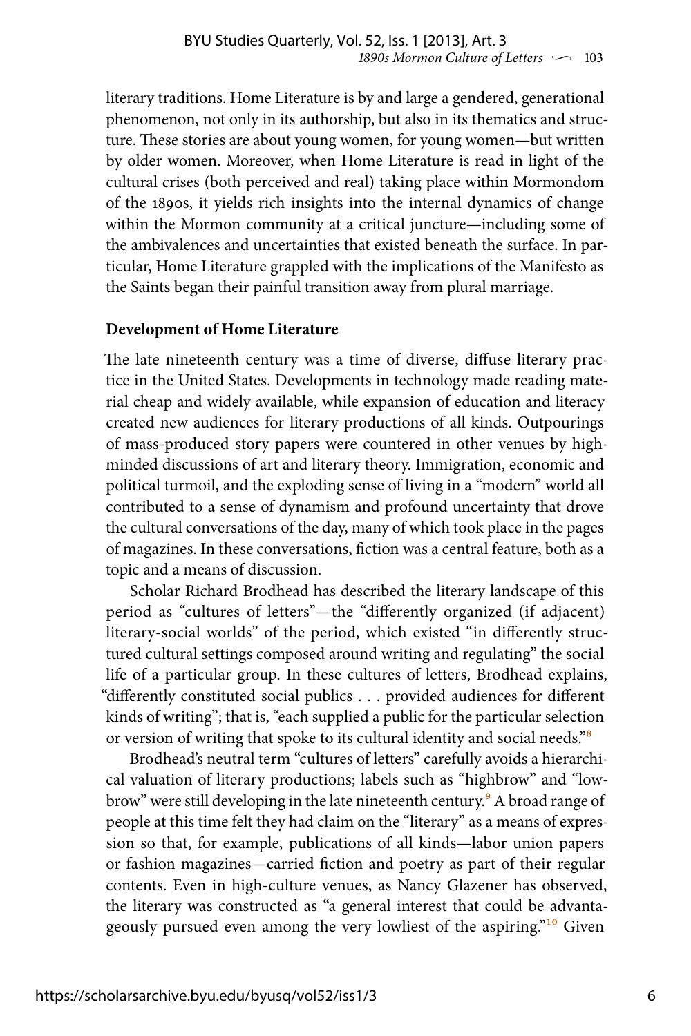literary traditions. Home Literature is by and large a gendered, generational phenomenon, not only in its authorship, but also in its thematics and structure. These stories are about young women, for young women—but written by older women. Moreover, when Home Literature is read in light of the cultural crises (both perceived and real) taking place within Mormondom of the 1890s, it yields rich insights into the internal dynamics of change within the Mormon community at a critical juncture—including some of the ambivalences and uncertainties that existed beneath the surface. In particular, Home Literature grappled with the implications of the Manifesto as the Saints began their painful transition away from plural marriage.

## Development of Home Literature

The late nineteenth century was a time of diverse, diffuse literary practice in the United States. Developments in technology made reading material cheap and widely available, while expansion of education and literacy created new audiences for literary productions of all kinds. Outpourings of mass-produced story papers were countered in other venues by high-minded discussions of art and literary theory. Immigration, economic and political turmoil, and the exploding sense of living in a "modern" world all contributed to a sense of dynamism and profound uncertainty that drove the cultural conversations of the day, many of which took place in the pages of magazines. In these conversations, fiction was a central feature, both as a topic and a means of discussion.

Scholar Richard Brodhead has described the literary landscape of this period as "cultures of letters"—the "differently organized (if adjacent) literary-social worlds" of the period, which existed "in differently structured cultural settings composed around writing and regulating" the social life of a particular group. In these cultures of letters, Brodhead explains, "differently constituted social publics . . . provided audiences for different kinds of writing"; that is, "each supplied a public for the particular selection or version of writing that spoke to its cultural identity and social needs."[8]

Brodhead's neutral term "cultures of letters" carefully avoids a hierarchical valuation of literary productions; labels such as "highbrow" and "lowbrow" were still developing in the late nineteenth century.[9] A broad range of people at this time felt they had claim on the "literary" as a means of expression so that, for example, publications of all kinds—labor union papers or fashion magazines—carried fiction and poetry as part of their regular contents. Even in high-culture venues, as Nancy Glazener has observed, the literary was constructed as "a general interest that could be advantageously pursued even among the very lowliest of the aspiring."[10] Given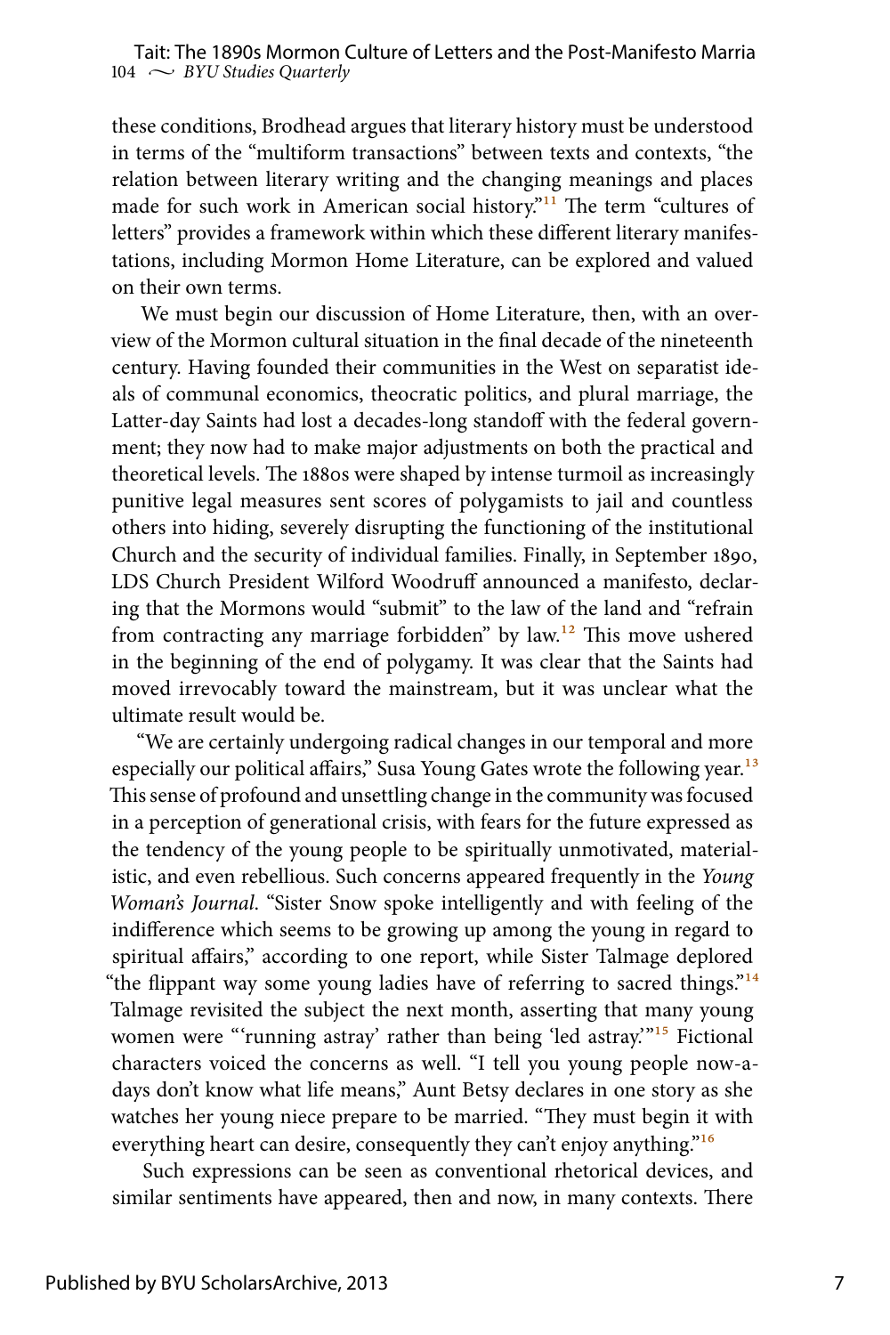these conditions, Brodhead argues that literary history must be understood in terms of the "multiform transactions" between texts and contexts, "the relation between literary writing and the changing meanings and places made for such work in American social history."[11] The term "cultures of letters" provides a framework within which these different literary manifestations, including Mormon Home Literature, can be explored and valued on their own terms.

We must begin our discussion of Home Literature, then, with an overview of the Mormon cultural situation in the final decade of the nineteenth century. Having founded their communities in the West on separatist ideals of communal economics, theocratic politics, and plural marriage, the Latter-day Saints had lost a decades-long standoff with the federal government; they now had to make major adjustments on both the practical and theoretical levels. The 1880s were shaped by intense turmoil as increasingly punitive legal measures sent scores of polygamists to jail and countless others into hiding, severely disrupting the functioning of the institutional Church and the security of individual families. Finally, in September 1890, LDS Church President Wilford Woodruff announced a manifesto, declaring that the Mormons would "submit" to the law of the land and "refrain from contracting any marriage forbidden" by law.[12] This move ushered in the beginning of the end of polygamy. It was clear that the Saints had moved irrevocably toward the mainstream, but it was unclear what the ultimate result would be.

"We are certainly undergoing radical changes in our temporal and more especially our political affairs," Susa Young Gates wrote the following year.[13] This sense of profound and unsettling change in the community was focused in a perception of generational crisis, with fears for the future expressed as the tendency of the young people to be spiritually unmotivated, materialistic, and even rebellious. Such concerns appeared frequently in the *Young Woman's Journal*. "Sister Snow spoke intelligently and with feeling of the indifference which seems to be growing up among the young in regard to spiritual affairs," according to one report, while Sister Talmage deplored "the flippant way some young ladies have of referring to sacred things."[14] Talmage revisited the subject the next month, asserting that many young women were "'running astray' rather than being 'led astray.'"[15] Fictional characters voiced the concerns as well. "I tell you young people now-a-days don't know what life means," Aunt Betsy declares in one story as she watches her young niece prepare to be married. "They must begin it with everything heart can desire, consequently they can't enjoy anything."[16]

Such expressions can be seen as conventional rhetorical devices, and similar sentiments have appeared, then and now, in many contexts. There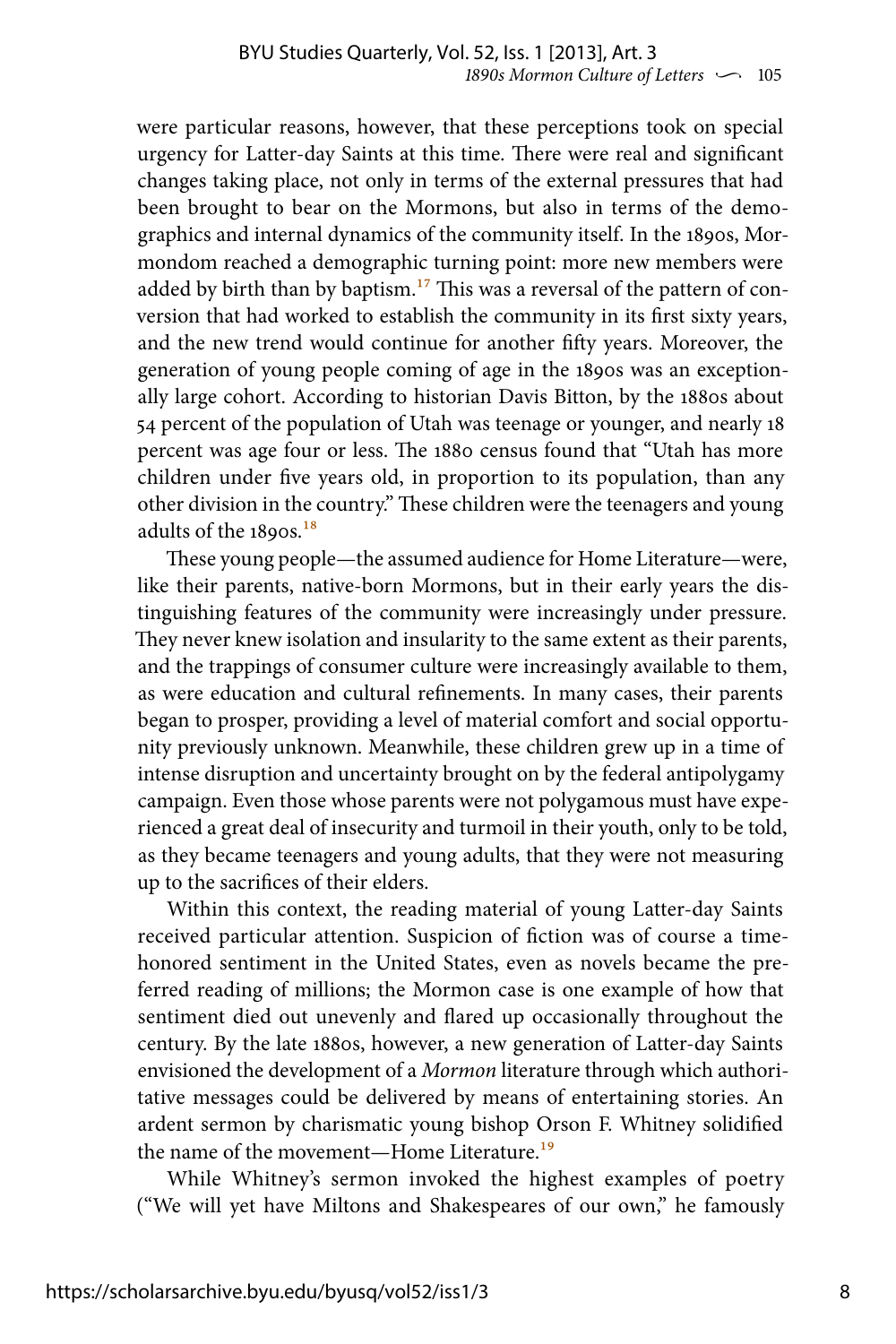were particular reasons, however, that these perceptions took on special urgency for Latter-day Saints at this time. There were real and significant changes taking place, not only in terms of the external pressures that had been brought to bear on the Mormons, but also in terms of the demographics and internal dynamics of the community itself. In the 1890s, Mormondom reached a demographic turning point: more new members were added by birth than by baptism.[17] This was a reversal of the pattern of conversion that had worked to establish the community in its first sixty years, and the new trend would continue for another fifty years. Moreover, the generation of young people coming of age in the 1890s was an exceptionally large cohort. According to historian Davis Bitton, by the 1880s about 54 percent of the population of Utah was teenage or younger, and nearly 18 percent was age four or less. The 1880 census found that "Utah has more children under five years old, in proportion to its population, than any other division in the country." These children were the teenagers and young adults of the 1890s.[18]

These young people—the assumed audience for Home Literature—were, like their parents, native-born Mormons, but in their early years the distinguishing features of the community were increasingly under pressure. They never knew isolation and insularity to the same extent as their parents, and the trappings of consumer culture were increasingly available to them, as were education and cultural refinements. In many cases, their parents began to prosper, providing a level of material comfort and social opportunity previously unknown. Meanwhile, these children grew up in a time of intense disruption and uncertainty brought on by the federal antipolygamy campaign. Even those whose parents were not polygamous must have experienced a great deal of insecurity and turmoil in their youth, only to be told, as they became teenagers and young adults, that they were not measuring up to the sacrifices of their elders.

Within this context, the reading material of young Latter-day Saints received particular attention. Suspicion of fiction was of course a time-honored sentiment in the United States, even as novels became the preferred reading of millions; the Mormon case is one example of how that sentiment died out unevenly and flared up occasionally throughout the century. By the late 1880s, however, a new generation of Latter-day Saints envisioned the development of a *Mormon* literature through which authoritative messages could be delivered by means of entertaining stories. An ardent sermon by charismatic young bishop Orson F. Whitney solidified the name of the movement—Home Literature.[19]

While Whitney's sermon invoked the highest examples of poetry ("We will yet have Miltons and Shakespeares of our own," he famously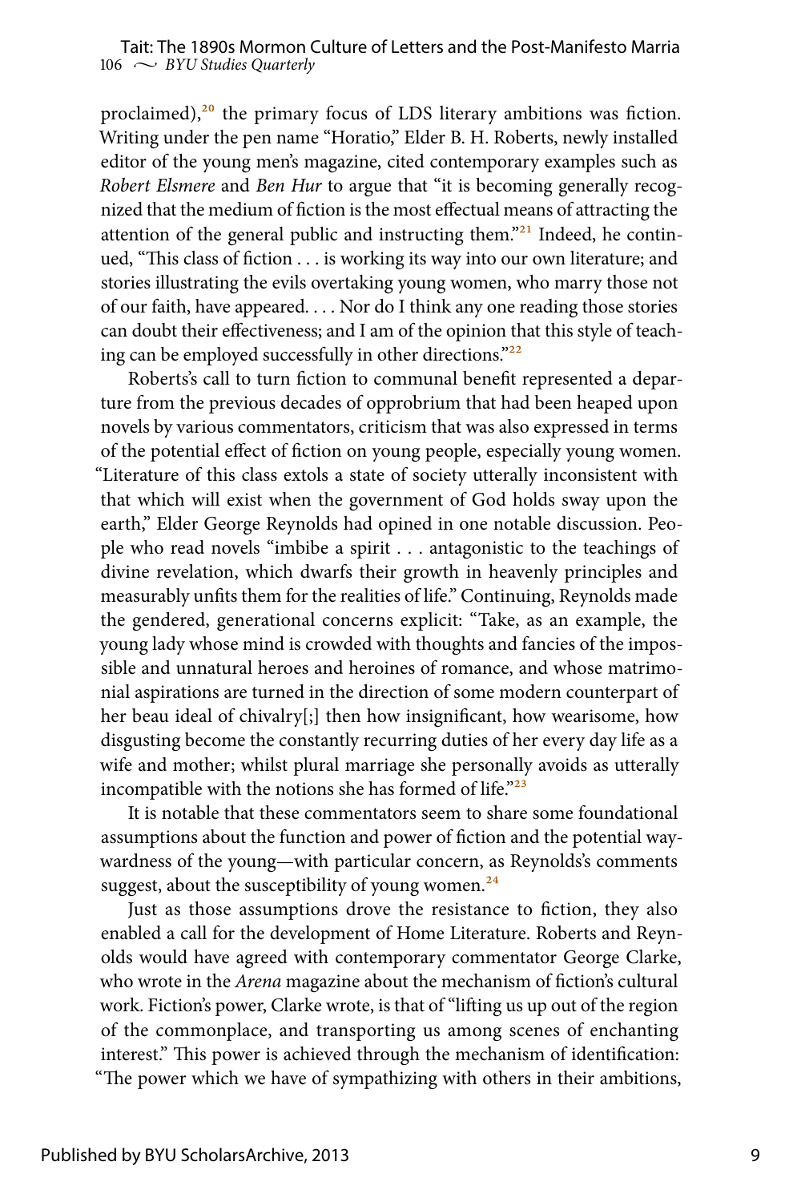proclaimed),[20] the primary focus of LDS literary ambitions was fiction. Writing under the pen name "Horatio," Elder B. H. Roberts, newly installed editor of the young men's magazine, cited contemporary examples such as *Robert Elsmere* and *Ben Hur* to argue that "it is becoming generally recognized that the medium of fiction is the most effectual means of attracting the attention of the general public and instructing them."[21] Indeed, he continued, "This class of fiction . . . is working its way into our own literature; and stories illustrating the evils overtaking young women, who marry those not of our faith, have appeared. . . . Nor do I think any one reading those stories can doubt their effectiveness; and I am of the opinion that this style of teaching can be employed successfully in other directions."[22]

Roberts's call to turn fiction to communal benefit represented a departure from the previous decades of opprobrium that had been heaped upon novels by various commentators, criticism that was also expressed in terms of the potential effect of fiction on young people, especially young women. "Literature of this class extols a state of society utterally inconsistent with that which will exist when the government of God holds sway upon the earth," Elder George Reynolds had opined in one notable discussion. People who read novels "imbibe a spirit . . . antagonistic to the teachings of divine revelation, which dwarfs their growth in heavenly principles and measurably unfits them for the realities of life." Continuing, Reynolds made the gendered, generational concerns explicit: "Take, as an example, the young lady whose mind is crowded with thoughts and fancies of the impossible and unnatural heroes and heroines of romance, and whose matrimonial aspirations are turned in the direction of some modern counterpart of her beau ideal of chivalry[;] then how insignificant, how wearisome, how disgusting become the constantly recurring duties of her every day life as a wife and mother; whilst plural marriage she personally avoids as utterally incompatible with the notions she has formed of life."[23]

It is notable that these commentators seem to share some foundational assumptions about the function and power of fiction and the potential waywardness of the young—with particular concern, as Reynolds's comments suggest, about the susceptibility of young women.[24]

Just as those assumptions drove the resistance to fiction, they also enabled a call for the development of Home Literature. Roberts and Reynolds would have agreed with contemporary commentator George Clarke, who wrote in the *Arena* magazine about the mechanism of fiction's cultural work. Fiction's power, Clarke wrote, is that of "lifting us up out of the region of the commonplace, and transporting us among scenes of enchanting interest." This power is achieved through the mechanism of identification: "The power which we have of sympathizing with others in their ambitions,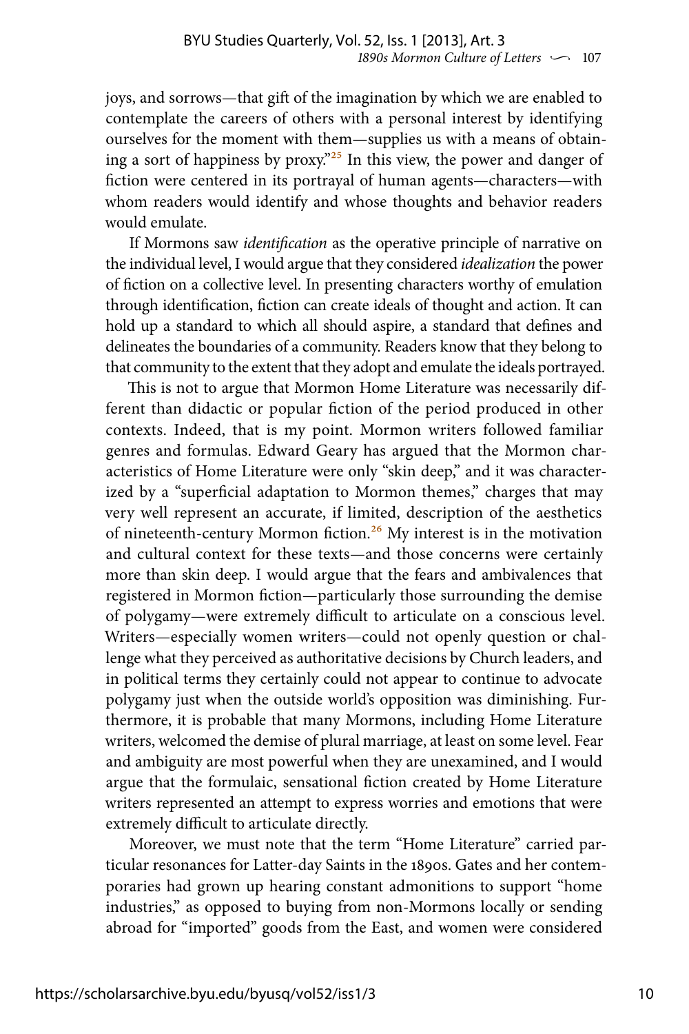joys, and sorrows—that gift of the imagination by which we are enabled to contemplate the careers of others with a personal interest by identifying ourselves for the moment with them—supplies us with a means of obtaining a sort of happiness by proxy."[25] In this view, the power and danger of fiction were centered in its portrayal of human agents—characters—with whom readers would identify and whose thoughts and behavior readers would emulate.

If Mormons saw *identification* as the operative principle of narrative on the individual level, I would argue that they considered *idealization* the power of fiction on a collective level. In presenting characters worthy of emulation through identification, fiction can create ideals of thought and action. It can hold up a standard to which all should aspire, a standard that defines and delineates the boundaries of a community. Readers know that they belong to that community to the extent that they adopt and emulate the ideals portrayed.

This is not to argue that Mormon Home Literature was necessarily different than didactic or popular fiction of the period produced in other contexts. Indeed, that is my point. Mormon writers followed familiar genres and formulas. Edward Geary has argued that the Mormon characteristics of Home Literature were only "skin deep," and it was characterized by a "superficial adaptation to Mormon themes," charges that may very well represent an accurate, if limited, description of the aesthetics of nineteenth-century Mormon fiction.[26] My interest is in the motivation and cultural context for these texts—and those concerns were certainly more than skin deep. I would argue that the fears and ambivalences that registered in Mormon fiction—particularly those surrounding the demise of polygamy—were extremely difficult to articulate on a conscious level. Writers—especially women writers—could not openly question or challenge what they perceived as authoritative decisions by Church leaders, and in political terms they certainly could not appear to continue to advocate polygamy just when the outside world's opposition was diminishing. Furthermore, it is probable that many Mormons, including Home Literature writers, welcomed the demise of plural marriage, at least on some level. Fear and ambiguity are most powerful when they are unexamined, and I would argue that the formulaic, sensational fiction created by Home Literature writers represented an attempt to express worries and emotions that were extremely difficult to articulate directly.

Moreover, we must note that the term "Home Literature" carried particular resonances for Latter-day Saints in the 1890s. Gates and her contemporaries had grown up hearing constant admonitions to support "home industries," as opposed to buying from non-Mormons locally or sending abroad for "imported" goods from the East, and women were considered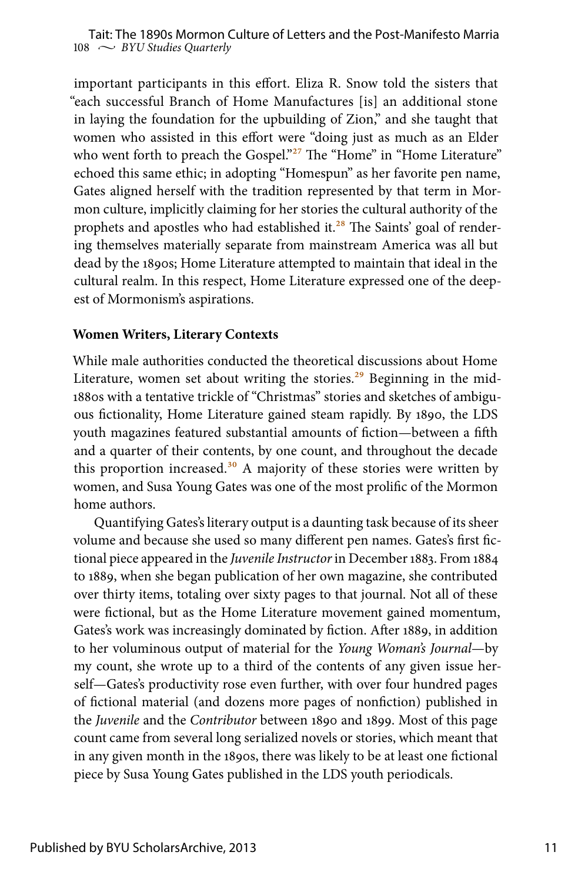important participants in this effort. Eliza R. Snow told the sisters that "each successful Branch of Home Manufactures [is] an additional stone in laying the foundation for the upbuilding of Zion," and she taught that women who assisted in this effort were "doing just as much as an Elder who went forth to preach the Gospel."[27] The "Home" in "Home Literature" echoed this same ethic; in adopting "Homespun" as her favorite pen name, Gates aligned herself with the tradition represented by that term in Mormon culture, implicitly claiming for her stories the cultural authority of the prophets and apostles who had established it.[28] The Saints' goal of rendering themselves materially separate from mainstream America was all but dead by the 1890s; Home Literature attempted to maintain that ideal in the cultural realm. In this respect, Home Literature expressed one of the deepest of Mormonism's aspirations.

**Women Writers, Literary Contexts**

While male authorities conducted the theoretical discussions about Home Literature, women set about writing the stories.[29] Beginning in the mid-1880s with a tentative trickle of "Christmas" stories and sketches of ambiguous fictionality, Home Literature gained steam rapidly. By 1890, the LDS youth magazines featured substantial amounts of fiction—between a fifth and a quarter of their contents, by one count, and throughout the decade this proportion increased.[30] A majority of these stories were written by women, and Susa Young Gates was one of the most prolific of the Mormon home authors.

Quantifying Gates's literary output is a daunting task because of its sheer volume and because she used so many different pen names. Gates's first fictional piece appeared in the *Juvenile Instructor* in December 1883. From 1884 to 1889, when she began publication of her own magazine, she contributed over thirty items, totaling over sixty pages to that journal. Not all of these were fictional, but as the Home Literature movement gained momentum, Gates's work was increasingly dominated by fiction. After 1889, in addition to her voluminous output of material for the *Young Woman's Journal*—by my count, she wrote up to a third of the contents of any given issue herself—Gates's productivity rose even further, with over four hundred pages of fictional material (and dozens more pages of nonfiction) published in the *Juvenile* and the *Contributor* between 1890 and 1899. Most of this page count came from several long serialized novels or stories, which meant that in any given month in the 1890s, there was likely to be at least one fictional piece by Susa Young Gates published in the LDS youth periodicals.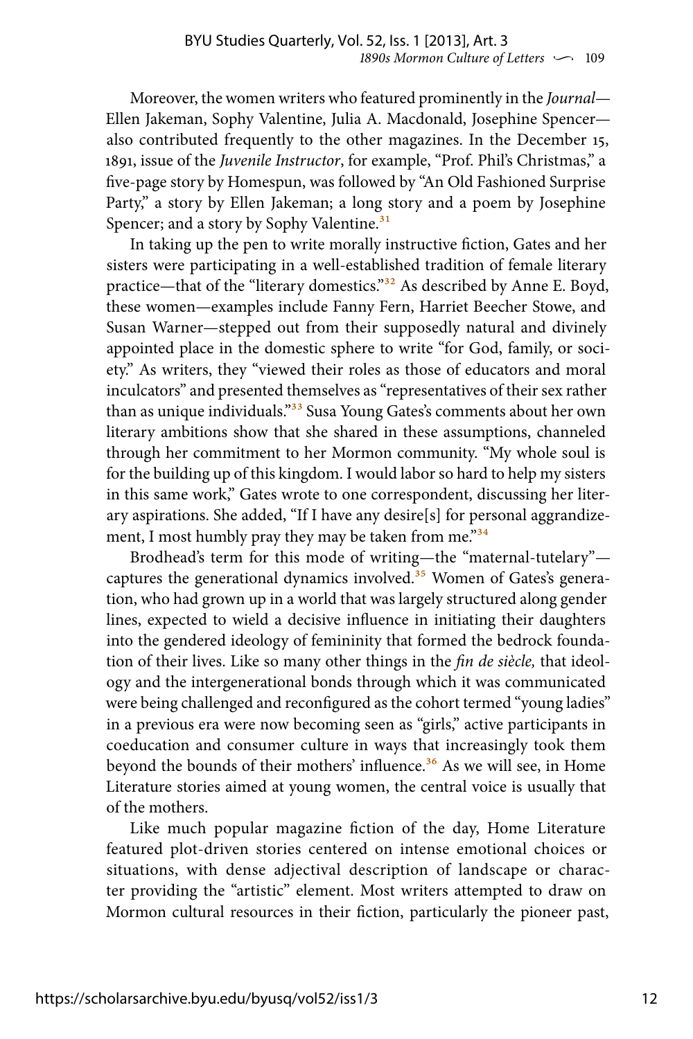Moreover, the women writers who featured prominently in the *Journal*—Ellen Jakeman, Sophy Valentine, Julia A. Macdonald, Josephine Spencer—also contributed frequently to the other magazines. In the December 15, 1891, issue of the *Juvenile Instructor*, for example, "Prof. Phil's Christmas," a five-page story by Homespun, was followed by "An Old Fashioned Surprise Party," a story by Ellen Jakeman; a long story and a poem by Josephine Spencer; and a story by Sophy Valentine.[31]

In taking up the pen to write morally instructive fiction, Gates and her sisters were participating in a well-established tradition of female literary practice—that of the "literary domestics."[32] As described by Anne E. Boyd, these women—examples include Fanny Fern, Harriet Beecher Stowe, and Susan Warner—stepped out from their supposedly natural and divinely appointed place in the domestic sphere to write "for God, family, or society." As writers, they "viewed their roles as those of educators and moral inculcators" and presented themselves as "representatives of their sex rather than as unique individuals."[33] Susa Young Gates's comments about her own literary ambitions show that she shared in these assumptions, channeled through her commitment to her Mormon community. "My whole soul is for the building up of this kingdom. I would labor so hard to help my sisters in this same work," Gates wrote to one correspondent, discussing her literary aspirations. She added, "If I have any desire[s] for personal aggrandizement, I most humbly pray they may be taken from me."[34]

Brodhead's term for this mode of writing—the "maternal-tutelary"—captures the generational dynamics involved.[35] Women of Gates's generation, who had grown up in a world that was largely structured along gender lines, expected to wield a decisive influence in initiating their daughters into the gendered ideology of femininity that formed the bedrock foundation of their lives. Like so many other things in the *fin de siècle,* that ideology and the intergenerational bonds through which it was communicated were being challenged and reconfigured as the cohort termed "young ladies" in a previous era were now becoming seen as "girls," active participants in coeducation and consumer culture in ways that increasingly took them beyond the bounds of their mothers' influence.[36] As we will see, in Home Literature stories aimed at young women, the central voice is usually that of the mothers.

Like much popular magazine fiction of the day, Home Literature featured plot-driven stories centered on intense emotional choices or situations, with dense adjectival description of landscape or character providing the "artistic" element. Most writers attempted to draw on Mormon cultural resources in their fiction, particularly the pioneer past,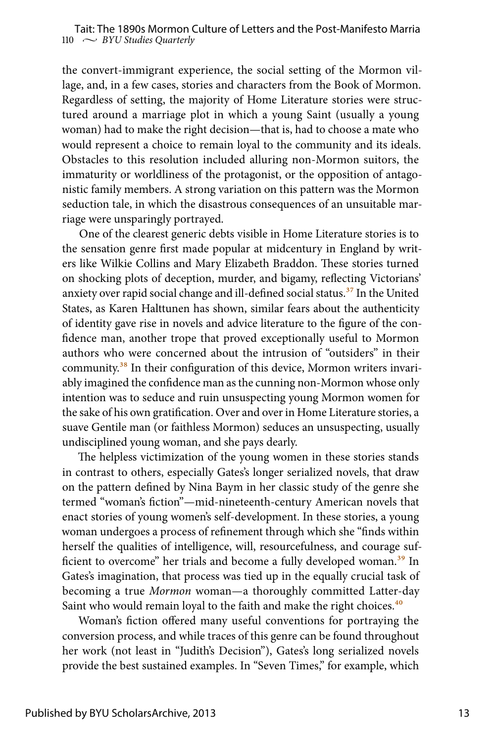the convert-immigrant experience, the social setting of the Mormon village, and, in a few cases, stories and characters from the Book of Mormon. Regardless of setting, the majority of Home Literature stories were structured around a marriage plot in which a young Saint (usually a young woman) had to make the right decision—that is, had to choose a mate who would represent a choice to remain loyal to the community and its ideals. Obstacles to this resolution included alluring non-Mormon suitors, the immaturity or worldliness of the protagonist, or the opposition of antagonistic family members. A strong variation on this pattern was the Mormon seduction tale, in which the disastrous consequences of an unsuitable marriage were unsparingly portrayed.

One of the clearest generic debts visible in Home Literature stories is to the sensation genre first made popular at midcentury in England by writers like Wilkie Collins and Mary Elizabeth Braddon. These stories turned on shocking plots of deception, murder, and bigamy, reflecting Victorians' anxiety over rapid social change and ill-defined social status.[37] In the United States, as Karen Halttunen has shown, similar fears about the authenticity of identity gave rise in novels and advice literature to the figure of the confidence man, another trope that proved exceptionally useful to Mormon authors who were concerned about the intrusion of "outsiders" in their community.[38] In their configuration of this device, Mormon writers invariably imagined the confidence man as the cunning non-Mormon whose only intention was to seduce and ruin unsuspecting young Mormon women for the sake of his own gratification. Over and over in Home Literature stories, a suave Gentile man (or faithless Mormon) seduces an unsuspecting, usually undisciplined young woman, and she pays dearly.

The helpless victimization of the young women in these stories stands in contrast to others, especially Gates's longer serialized novels, that draw on the pattern defined by Nina Baym in her classic study of the genre she termed "woman's fiction"—mid-nineteenth-century American novels that enact stories of young women's self-development. In these stories, a young woman undergoes a process of refinement through which she "finds within herself the qualities of intelligence, will, resourcefulness, and courage sufficient to overcome" her trials and become a fully developed woman.[39] In Gates's imagination, that process was tied up in the equally crucial task of becoming a true *Mormon* woman—a thoroughly committed Latter-day Saint who would remain loyal to the faith and make the right choices.[40]

Woman's fiction offered many useful conventions for portraying the conversion process, and while traces of this genre can be found throughout her work (not least in "Judith's Decision"), Gates's long serialized novels provide the best sustained examples. In "Seven Times," for example, which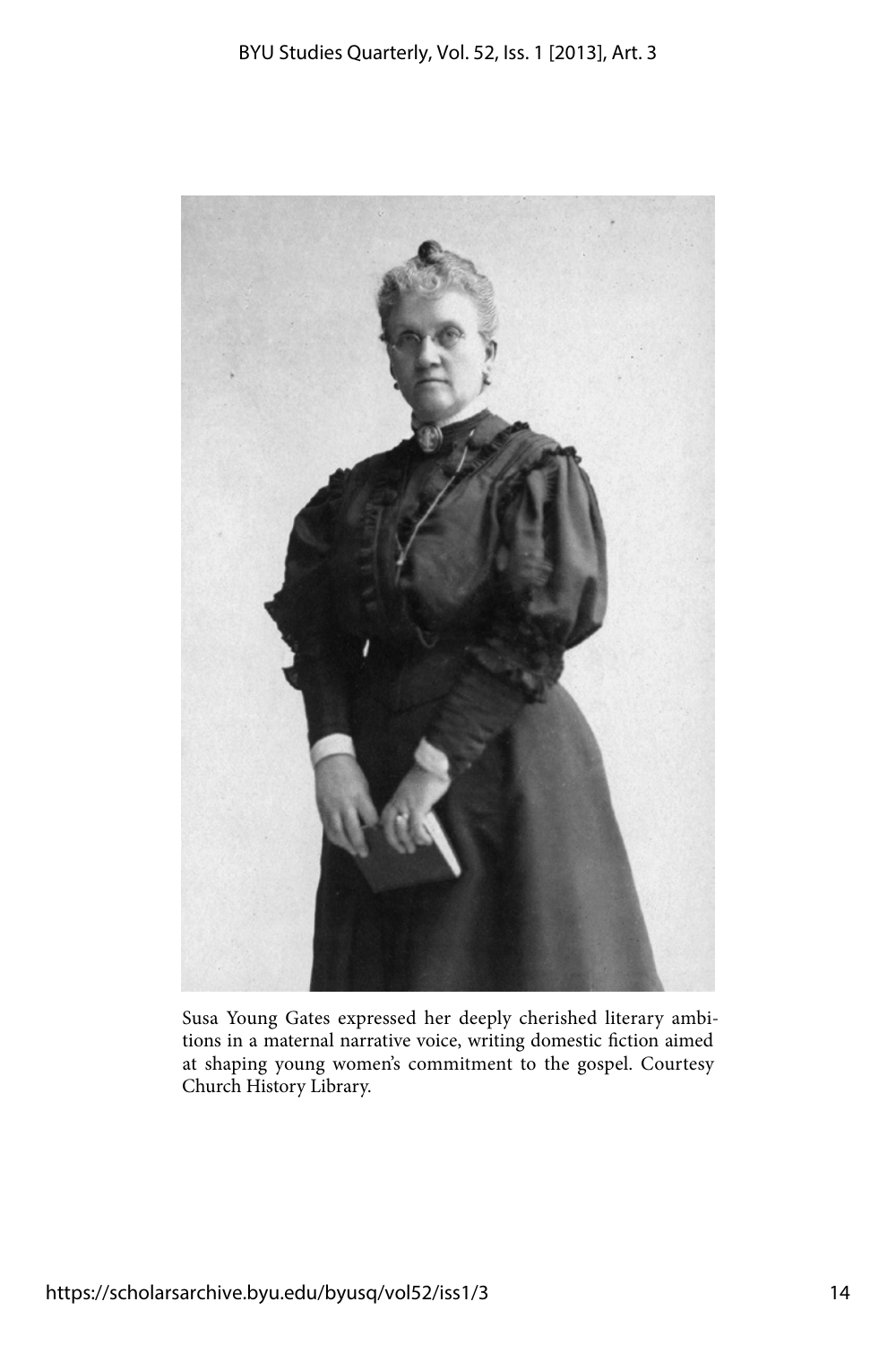Susa Young Gates expressed her deeply cherished literary ambitions in a maternal narrative voice, writing domestic fiction aimed at shaping young women's commitment to the gospel. Courtesy Church History Library.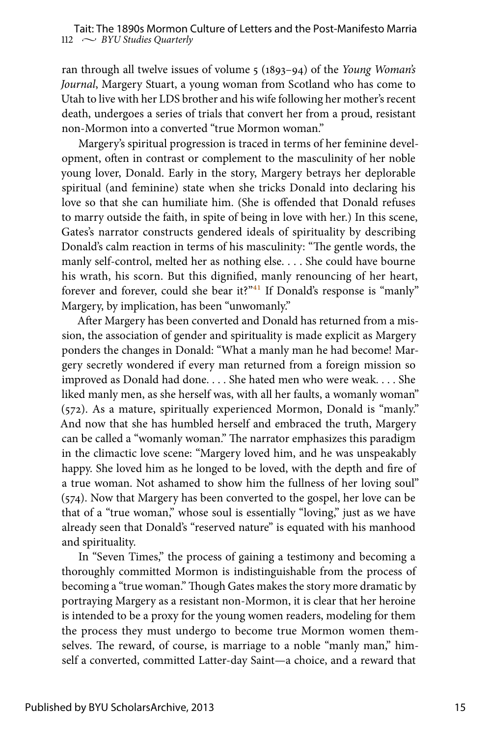ran through all twelve issues of volume 5 (1893–94) of the *Young Woman's Journal*, Margery Stuart, a young woman from Scotland who has come to Utah to live with her LDS brother and his wife following her mother's recent death, undergoes a series of trials that convert her from a proud, resistant non-Mormon into a converted "true Mormon woman."

Margery's spiritual progression is traced in terms of her feminine development, often in contrast or complement to the masculinity of her noble young lover, Donald. Early in the story, Margery betrays her deplorable spiritual (and feminine) state when she tricks Donald into declaring his love so that she can humiliate him. (She is offended that Donald refuses to marry outside the faith, in spite of being in love with her.) In this scene, Gates's narrator constructs gendered ideals of spirituality by describing Donald's calm reaction in terms of his masculinity: "The gentle words, the manly self-control, melted her as nothing else. . . . She could have bourne his wrath, his scorn. But this dignified, manly renouncing of her heart, forever and forever, could she bear it?"[41] If Donald's response is "manly" Margery, by implication, has been "unwomanly."

After Margery has been converted and Donald has returned from a mission, the association of gender and spirituality is made explicit as Margery ponders the changes in Donald: "What a manly man he had become! Margery secretly wondered if every man returned from a foreign mission so improved as Donald had done. . . . She hated men who were weak. . . . She liked manly men, as she herself was, with all her faults, a womanly woman" (572). As a mature, spiritually experienced Mormon, Donald is "manly." And now that she has humbled herself and embraced the truth, Margery can be called a "womanly woman." The narrator emphasizes this paradigm in the climactic love scene: "Margery loved him, and he was unspeakably happy. She loved him as he longed to be loved, with the depth and fire of a true woman. Not ashamed to show him the fullness of her loving soul" (574). Now that Margery has been converted to the gospel, her love can be that of a "true woman," whose soul is essentially "loving," just as we have already seen that Donald's "reserved nature" is equated with his manhood and spirituality.

In "Seven Times," the process of gaining a testimony and becoming a thoroughly committed Mormon is indistinguishable from the process of becoming a "true woman." Though Gates makes the story more dramatic by portraying Margery as a resistant non-Mormon, it is clear that her heroine is intended to be a proxy for the young women readers, modeling for them the process they must undergo to become true Mormon women themselves. The reward, of course, is marriage to a noble "manly man," himself a converted, committed Latter-day Saint—a choice, and a reward that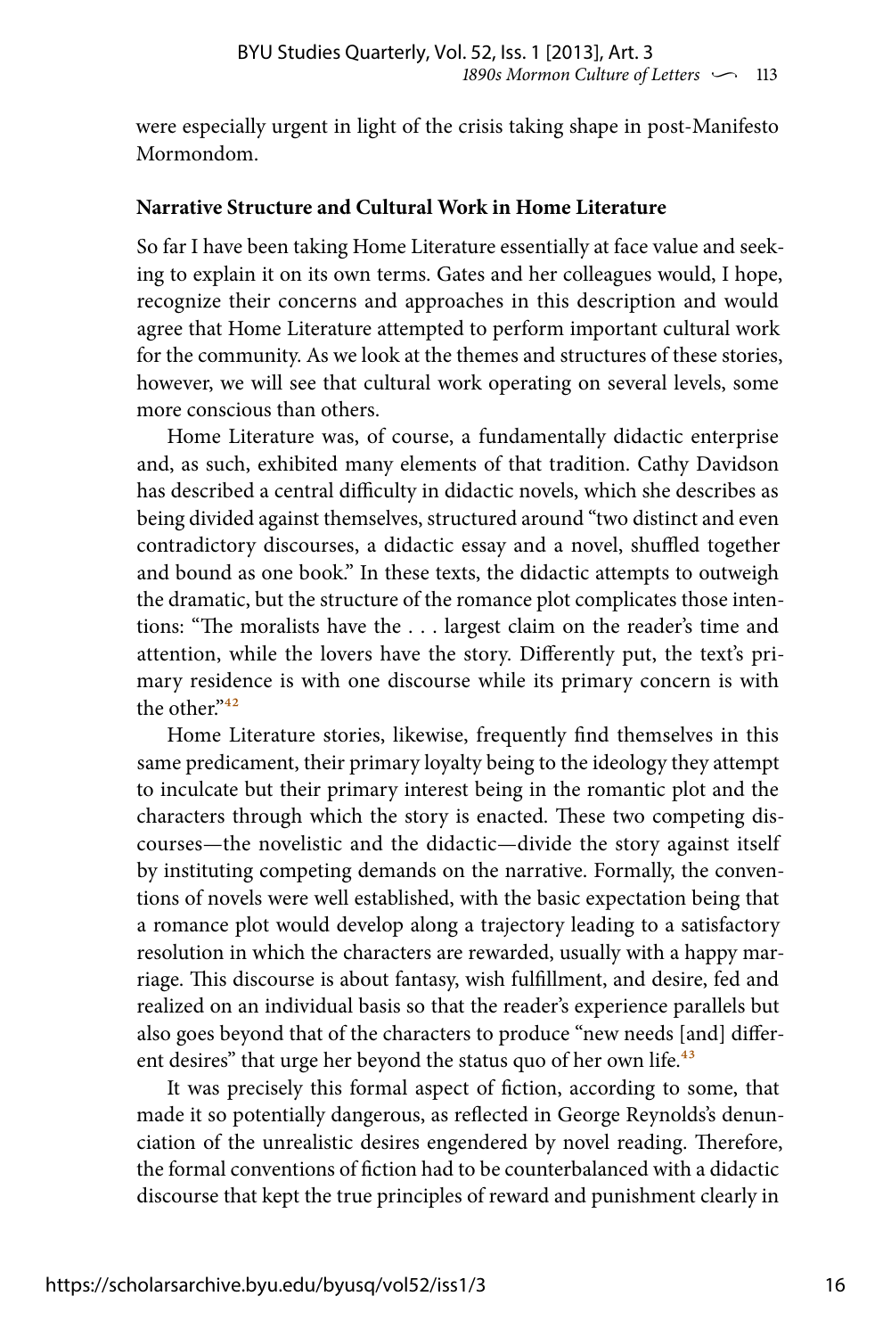were especially urgent in light of the crisis taking shape in post-Manifesto Mormondom.

### Narrative Structure and Cultural Work in Home Literature

So far I have been taking Home Literature essentially at face value and seeking to explain it on its own terms. Gates and her colleagues would, I hope, recognize their concerns and approaches in this description and would agree that Home Literature attempted to perform important cultural work for the community. As we look at the themes and structures of these stories, however, we will see that cultural work operating on several levels, some more conscious than others.

Home Literature was, of course, a fundamentally didactic enterprise and, as such, exhibited many elements of that tradition. Cathy Davidson has described a central difficulty in didactic novels, which she describes as being divided against themselves, structured around "two distinct and even contradictory discourses, a didactic essay and a novel, shuffled together and bound as one book." In these texts, the didactic attempts to outweigh the dramatic, but the structure of the romance plot complicates those intentions: "The moralists have the . . . largest claim on the reader's time and attention, while the lovers have the story. Differently put, the text's primary residence is with one discourse while its primary concern is with the other."[42]

Home Literature stories, likewise, frequently find themselves in this same predicament, their primary loyalty being to the ideology they attempt to inculcate but their primary interest being in the romantic plot and the characters through which the story is enacted. These two competing discourses—the novelistic and the didactic—divide the story against itself by instituting competing demands on the narrative. Formally, the conventions of novels were well established, with the basic expectation being that a romance plot would develop along a trajectory leading to a satisfactory resolution in which the characters are rewarded, usually with a happy marriage. This discourse is about fantasy, wish fulfillment, and desire, fed and realized on an individual basis so that the reader's experience parallels but also goes beyond that of the characters to produce "new needs [and] different desires" that urge her beyond the status quo of her own life.[43]

It was precisely this formal aspect of fiction, according to some, that made it so potentially dangerous, as reflected in George Reynolds's denunciation of the unrealistic desires engendered by novel reading. Therefore, the formal conventions of fiction had to be counterbalanced with a didactic discourse that kept the true principles of reward and punishment clearly in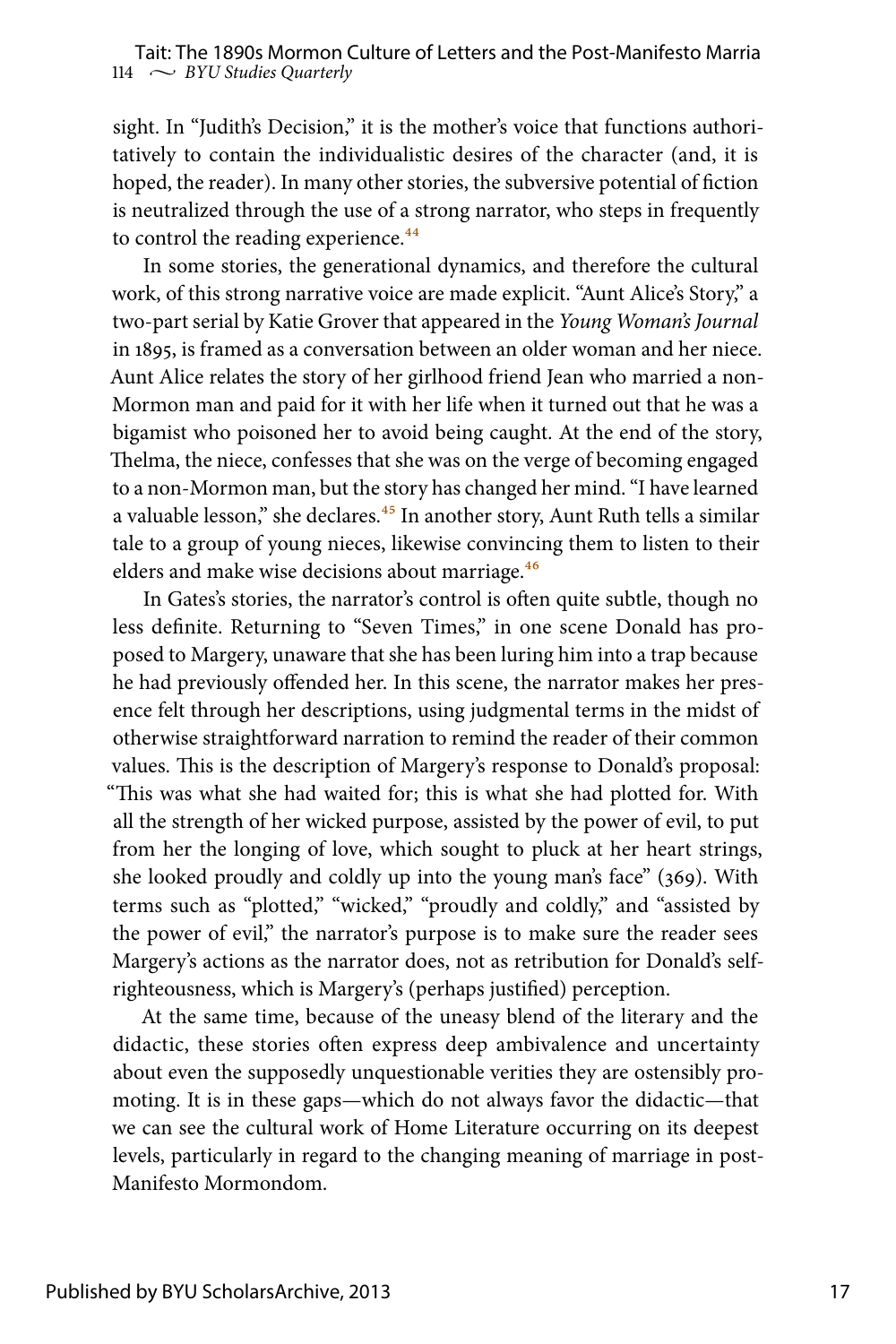sight. In "Judith's Decision," it is the mother's voice that functions authoritatively to contain the individualistic desires of the character (and, it is hoped, the reader). In many other stories, the subversive potential of fiction is neutralized through the use of a strong narrator, who steps in frequently to control the reading experience.[44]

In some stories, the generational dynamics, and therefore the cultural work, of this strong narrative voice are made explicit. "Aunt Alice's Story," a two-part serial by Katie Grover that appeared in the *Young Woman's Journal* in 1895, is framed as a conversation between an older woman and her niece. Aunt Alice relates the story of her girlhood friend Jean who married a non-Mormon man and paid for it with her life when it turned out that he was a bigamist who poisoned her to avoid being caught. At the end of the story, Thelma, the niece, confesses that she was on the verge of becoming engaged to a non-Mormon man, but the story has changed her mind. "I have learned a valuable lesson," she declares.[45] In another story, Aunt Ruth tells a similar tale to a group of young nieces, likewise convincing them to listen to their elders and make wise decisions about marriage.[46]

In Gates's stories, the narrator's control is often quite subtle, though no less definite. Returning to "Seven Times," in one scene Donald has proposed to Margery, unaware that she has been luring him into a trap because he had previously offended her. In this scene, the narrator makes her presence felt through her descriptions, using judgmental terms in the midst of otherwise straightforward narration to remind the reader of their common values. This is the description of Margery's response to Donald's proposal: "This was what she had waited for; this is what she had plotted for. With all the strength of her wicked purpose, assisted by the power of evil, to put from her the longing of love, which sought to pluck at her heart strings, she looked proudly and coldly up into the young man's face" (369). With terms such as "plotted," "wicked," "proudly and coldly," and "assisted by the power of evil," the narrator's purpose is to make sure the reader sees Margery's actions as the narrator does, not as retribution for Donald's self-righteousness, which is Margery's (perhaps justified) perception.

At the same time, because of the uneasy blend of the literary and the didactic, these stories often express deep ambivalence and uncertainty about even the supposedly unquestionable verities they are ostensibly promoting. It is in these gaps—which do not always favor the didactic—that we can see the cultural work of Home Literature occurring on its deepest levels, particularly in regard to the changing meaning of marriage in post-Manifesto Mormondom.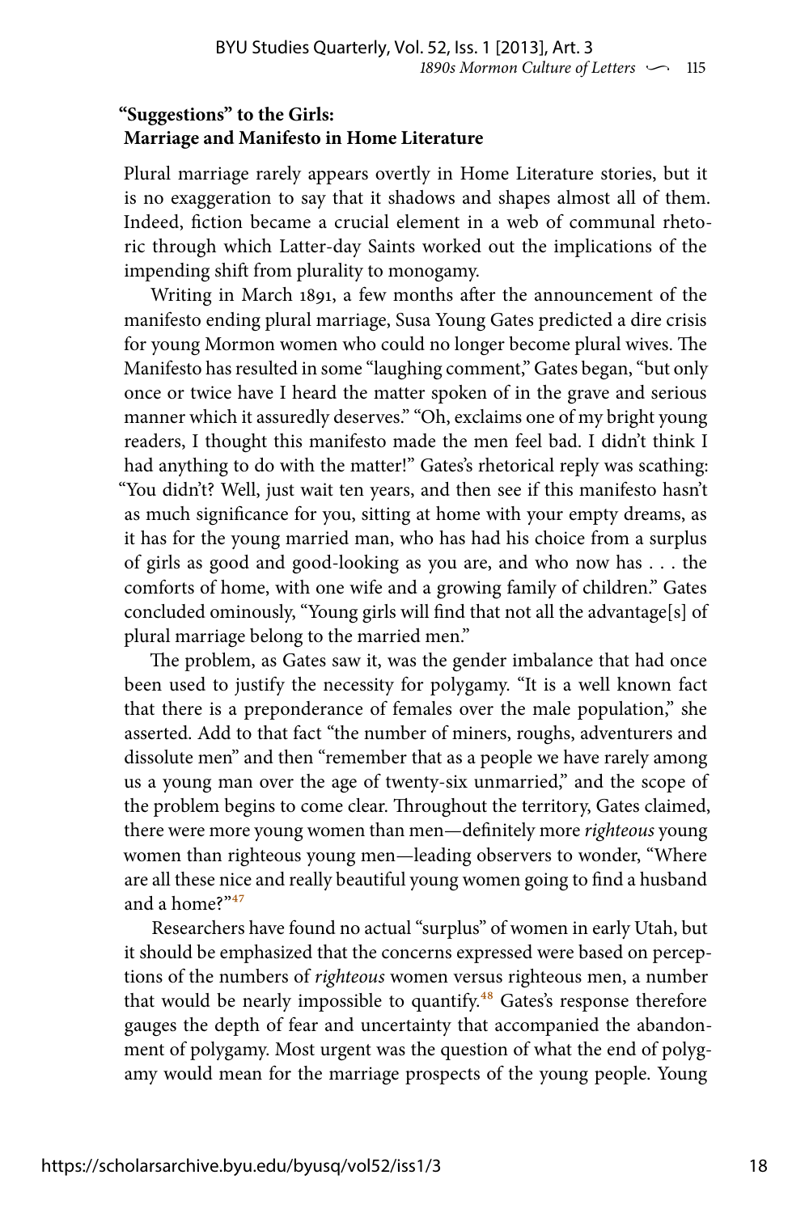### "Suggestions" to the Girls: Marriage and Manifesto in Home Literature

Plural marriage rarely appears overtly in Home Literature stories, but it is no exaggeration to say that it shadows and shapes almost all of them. Indeed, fiction became a crucial element in a web of communal rhetoric through which Latter-day Saints worked out the implications of the impending shift from plurality to monogamy.

Writing in March 1891, a few months after the announcement of the manifesto ending plural marriage, Susa Young Gates predicted a dire crisis for young Mormon women who could no longer become plural wives. The Manifesto has resulted in some "laughing comment," Gates began, "but only once or twice have I heard the matter spoken of in the grave and serious manner which it assuredly deserves." "Oh, exclaims one of my bright young readers, I thought this manifesto made the men feel bad. I didn't think I had anything to do with the matter!" Gates's rhetorical reply was scathing: "You didn't? Well, just wait ten years, and then see if this manifesto hasn't as much significance for you, sitting at home with your empty dreams, as it has for the young married man, who has had his choice from a surplus of girls as good and good-looking as you are, and who now has . . . the comforts of home, with one wife and a growing family of children." Gates concluded ominously, "Young girls will find that not all the advantage[s] of plural marriage belong to the married men."

The problem, as Gates saw it, was the gender imbalance that had once been used to justify the necessity for polygamy. "It is a well known fact that there is a preponderance of females over the male population," she asserted. Add to that fact "the number of miners, roughs, adventurers and dissolute men" and then "remember that as a people we have rarely among us a young man over the age of twenty-six unmarried," and the scope of the problem begins to come clear. Throughout the territory, Gates claimed, there were more young women than men—definitely more *righteous* young women than righteous young men—leading observers to wonder, "Where are all these nice and really beautiful young women going to find a husband and a home?"[47]

Researchers have found no actual "surplus" of women in early Utah, but it should be emphasized that the concerns expressed were based on perceptions of the numbers of *righteous* women versus righteous men, a number that would be nearly impossible to quantify.[48] Gates's response therefore gauges the depth of fear and uncertainty that accompanied the abandonment of polygamy. Most urgent was the question of what the end of polygamy would mean for the marriage prospects of the young people. Young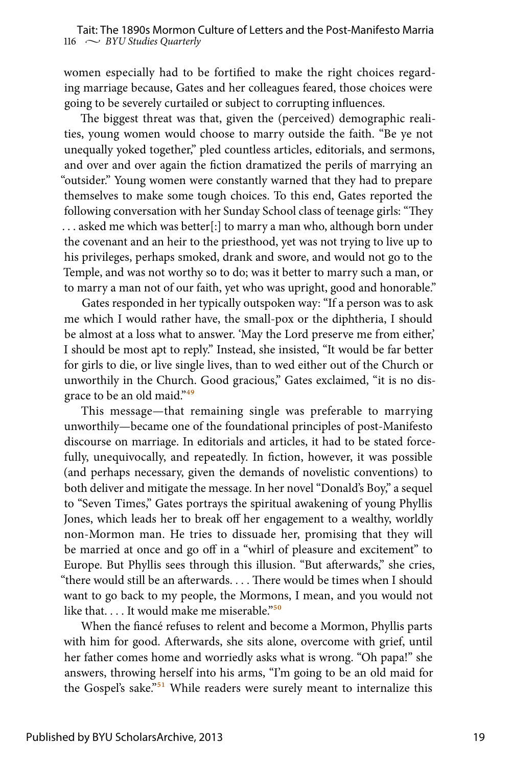women especially had to be fortified to make the right choices regarding marriage because, Gates and her colleagues feared, those choices were going to be severely curtailed or subject to corrupting influences.

The biggest threat was that, given the (perceived) demographic realities, young women would choose to marry outside the faith. "Be ye not unequally yoked together," pled countless articles, editorials, and sermons, and over and over again the fiction dramatized the perils of marrying an "outsider." Young women were constantly warned that they had to prepare themselves to make some tough choices. To this end, Gates reported the following conversation with her Sunday School class of teenage girls: "They . . . asked me which was better[:] to marry a man who, although born under the covenant and an heir to the priesthood, yet was not trying to live up to his privileges, perhaps smoked, drank and swore, and would not go to the Temple, and was not worthy so to do; was it better to marry such a man, or to marry a man not of our faith, yet who was upright, good and honorable."

Gates responded in her typically outspoken way: "If a person was to ask me which I would rather have, the small-pox or the diphtheria, I should be almost at a loss what to answer. 'May the Lord preserve me from either,' I should be most apt to reply." Instead, she insisted, "It would be far better for girls to die, or live single lives, than to wed either out of the Church or unworthily in the Church. Good gracious," Gates exclaimed, "it is no disgrace to be an old maid."[49]

This message—that remaining single was preferable to marrying unworthily—became one of the foundational principles of post-Manifesto discourse on marriage. In editorials and articles, it had to be stated forcefully, unequivocally, and repeatedly. In fiction, however, it was possible (and perhaps necessary, given the demands of novelistic conventions) to both deliver and mitigate the message. In her novel "Donald's Boy," a sequel to "Seven Times," Gates portrays the spiritual awakening of young Phyllis Jones, which leads her to break off her engagement to a wealthy, worldly non-Mormon man. He tries to dissuade her, promising that they will be married at once and go off in a "whirl of pleasure and excitement" to Europe. But Phyllis sees through this illusion. "But afterwards," she cries, "there would still be an afterwards. . . . There would be times when I should want to go back to my people, the Mormons, I mean, and you would not like that. . . . It would make me miserable."[50]

When the fiancé refuses to relent and become a Mormon, Phyllis parts with him for good. Afterwards, she sits alone, overcome with grief, until her father comes home and worriedly asks what is wrong. "Oh papa!" she answers, throwing herself into his arms, "I'm going to be an old maid for the Gospel's sake."[51] While readers were surely meant to internalize this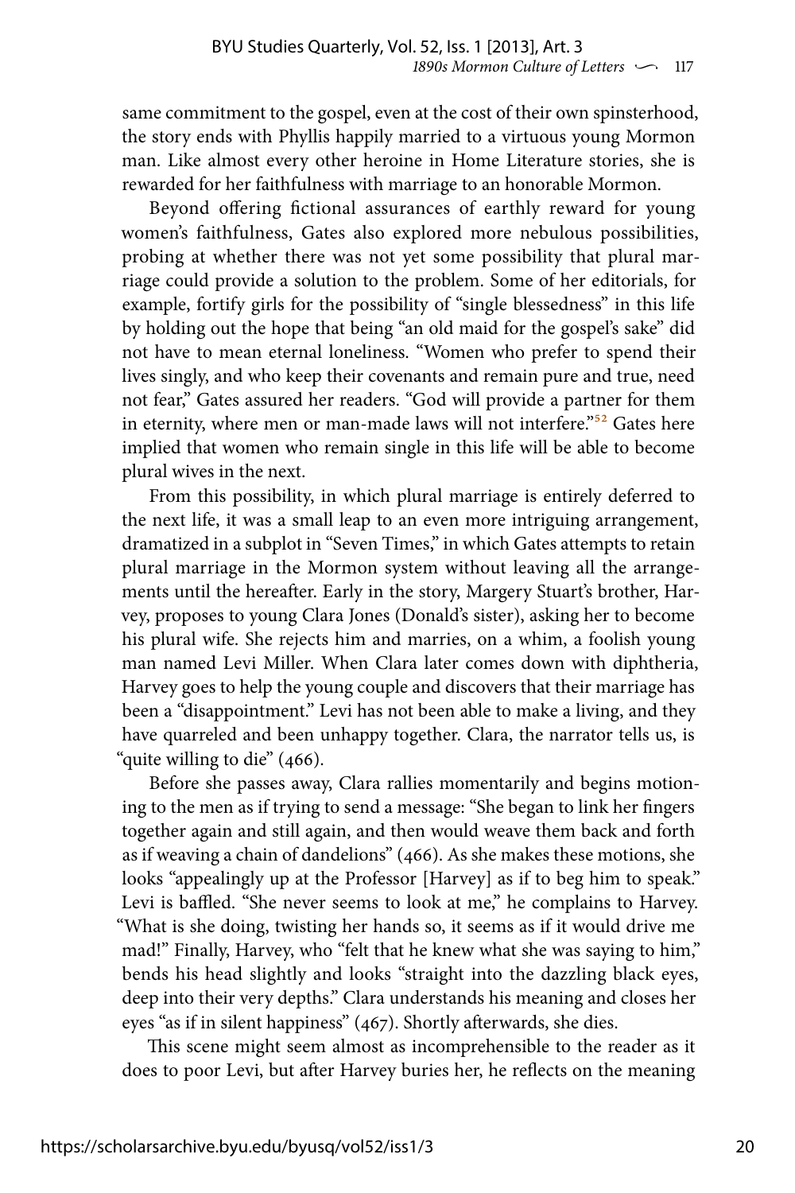same commitment to the gospel, even at the cost of their own spinsterhood, the story ends with Phyllis happily married to a virtuous young Mormon man. Like almost every other heroine in Home Literature stories, she is rewarded for her faithfulness with marriage to an honorable Mormon.

Beyond offering fictional assurances of earthly reward for young women's faithfulness, Gates also explored more nebulous possibilities, probing at whether there was not yet some possibility that plural marriage could provide a solution to the problem. Some of her editorials, for example, fortify girls for the possibility of "single blessedness" in this life by holding out the hope that being "an old maid for the gospel's sake" did not have to mean eternal loneliness. "Women who prefer to spend their lives singly, and who keep their covenants and remain pure and true, need not fear," Gates assured her readers. "God will provide a partner for them in eternity, where men or man-made laws will not interfere."[52] Gates here implied that women who remain single in this life will be able to become plural wives in the next.

From this possibility, in which plural marriage is entirely deferred to the next life, it was a small leap to an even more intriguing arrangement, dramatized in a subplot in "Seven Times," in which Gates attempts to retain plural marriage in the Mormon system without leaving all the arrangements until the hereafter. Early in the story, Margery Stuart's brother, Harvey, proposes to young Clara Jones (Donald's sister), asking her to become his plural wife. She rejects him and marries, on a whim, a foolish young man named Levi Miller. When Clara later comes down with diphtheria, Harvey goes to help the young couple and discovers that their marriage has been a "disappointment." Levi has not been able to make a living, and they have quarreled and been unhappy together. Clara, the narrator tells us, is "quite willing to die" (466).

Before she passes away, Clara rallies momentarily and begins motioning to the men as if trying to send a message: "She began to link her fingers together again and still again, and then would weave them back and forth as if weaving a chain of dandelions" (466). As she makes these motions, she looks "appealingly up at the Professor [Harvey] as if to beg him to speak." Levi is baffled. "She never seems to look at me," he complains to Harvey. "What is she doing, twisting her hands so, it seems as if it would drive me mad!" Finally, Harvey, who "felt that he knew what she was saying to him," bends his head slightly and looks "straight into the dazzling black eyes, deep into their very depths." Clara understands his meaning and closes her eyes "as if in silent happiness" (467). Shortly afterwards, she dies.

This scene might seem almost as incomprehensible to the reader as it does to poor Levi, but after Harvey buries her, he reflects on the meaning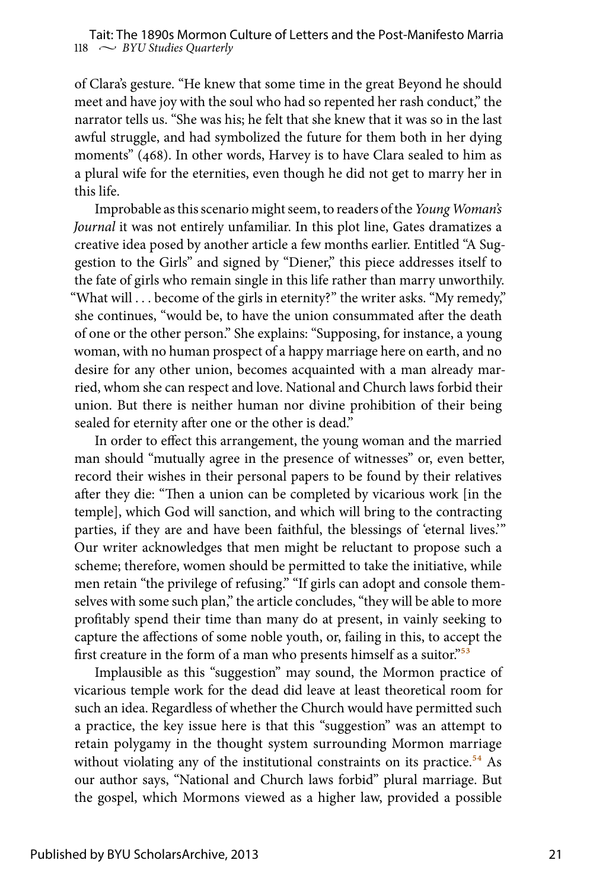of Clara's gesture. "He knew that some time in the great Beyond he should meet and have joy with the soul who had so repented her rash conduct," the narrator tells us. "She was his; he felt that she knew that it was so in the last awful struggle, and had symbolized the future for them both in her dying moments" (468). In other words, Harvey is to have Clara sealed to him as a plural wife for the eternities, even though he did not get to marry her in this life.

Improbable as this scenario might seem, to readers of the *Young Woman's Journal* it was not entirely unfamiliar. In this plot line, Gates dramatizes a creative idea posed by another article a few months earlier. Entitled "A Suggestion to the Girls" and signed by "Diener," this piece addresses itself to the fate of girls who remain single in this life rather than marry unworthily. "What will . . . become of the girls in eternity?" the writer asks. "My remedy," she continues, "would be, to have the union consummated after the death of one or the other person." She explains: "Supposing, for instance, a young woman, with no human prospect of a happy marriage here on earth, and no desire for any other union, becomes acquainted with a man already married, whom she can respect and love. National and Church laws forbid their union. But there is neither human nor divine prohibition of their being sealed for eternity after one or the other is dead."

In order to effect this arrangement, the young woman and the married man should "mutually agree in the presence of witnesses" or, even better, record their wishes in their personal papers to be found by their relatives after they die: "Then a union can be completed by vicarious work [in the temple], which God will sanction, and which will bring to the contracting parties, if they are and have been faithful, the blessings of 'eternal lives.'" Our writer acknowledges that men might be reluctant to propose such a scheme; therefore, women should be permitted to take the initiative, while men retain "the privilege of refusing." "If girls can adopt and console themselves with some such plan," the article concludes, "they will be able to more profitably spend their time than many do at present, in vainly seeking to capture the affections of some noble youth, or, failing in this, to accept the first creature in the form of a man who presents himself as a suitor."[53]

Implausible as this "suggestion" may sound, the Mormon practice of vicarious temple work for the dead did leave at least theoretical room for such an idea. Regardless of whether the Church would have permitted such a practice, the key issue here is that this "suggestion" was an attempt to retain polygamy in the thought system surrounding Mormon marriage without violating any of the institutional constraints on its practice.[54] As our author says, "National and Church laws forbid" plural marriage. But the gospel, which Mormons viewed as a higher law, provided a possible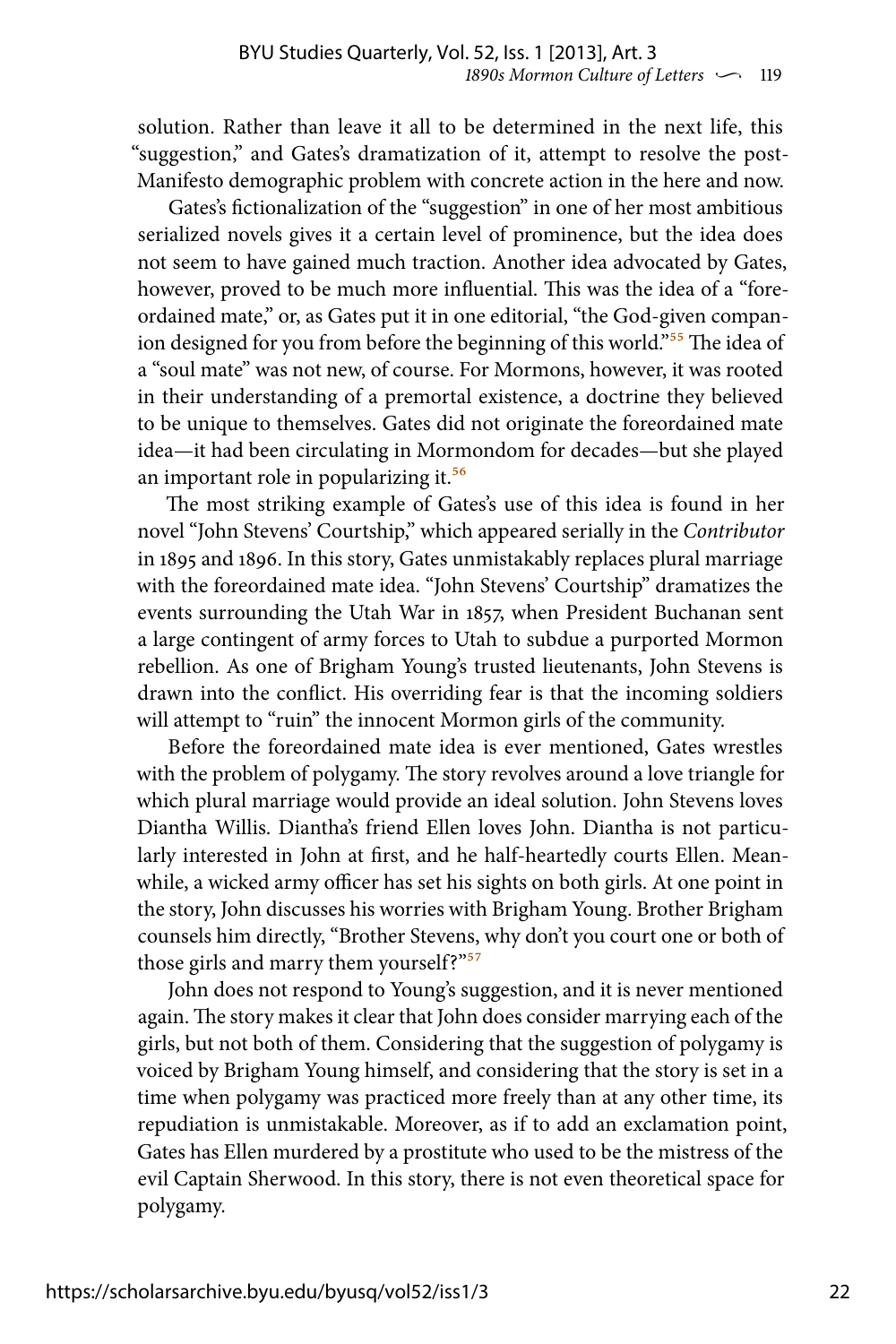solution. Rather than leave it all to be determined in the next life, this "suggestion," and Gates's dramatization of it, attempt to resolve the post-Manifesto demographic problem with concrete action in the here and now.

Gates's fictionalization of the "suggestion" in one of her most ambitious serialized novels gives it a certain level of prominence, but the idea does not seem to have gained much traction. Another idea advocated by Gates, however, proved to be much more influential. This was the idea of a "foreordained mate," or, as Gates put it in one editorial, "the God-given companion designed for you from before the beginning of this world."[55] The idea of a "soul mate" was not new, of course. For Mormons, however, it was rooted in their understanding of a premortal existence, a doctrine they believed to be unique to themselves. Gates did not originate the foreordained mate idea—it had been circulating in Mormondom for decades—but she played an important role in popularizing it.[56]

The most striking example of Gates's use of this idea is found in her novel "John Stevens' Courtship," which appeared serially in the *Contributor* in 1895 and 1896. In this story, Gates unmistakably replaces plural marriage with the foreordained mate idea. "John Stevens' Courtship" dramatizes the events surrounding the Utah War in 1857, when President Buchanan sent a large contingent of army forces to Utah to subdue a purported Mormon rebellion. As one of Brigham Young's trusted lieutenants, John Stevens is drawn into the conflict. His overriding fear is that the incoming soldiers will attempt to "ruin" the innocent Mormon girls of the community.

Before the foreordained mate idea is ever mentioned, Gates wrestles with the problem of polygamy. The story revolves around a love triangle for which plural marriage would provide an ideal solution. John Stevens loves Diantha Willis. Diantha's friend Ellen loves John. Diantha is not particularly interested in John at first, and he half-heartedly courts Ellen. Meanwhile, a wicked army officer has set his sights on both girls. At one point in the story, John discusses his worries with Brigham Young. Brother Brigham counsels him directly, "Brother Stevens, why don't you court one or both of those girls and marry them yourself?"[57]

John does not respond to Young's suggestion, and it is never mentioned again. The story makes it clear that John does consider marrying each of the girls, but not both of them. Considering that the suggestion of polygamy is voiced by Brigham Young himself, and considering that the story is set in a time when polygamy was practiced more freely than at any other time, its repudiation is unmistakable. Moreover, as if to add an exclamation point, Gates has Ellen murdered by a prostitute who used to be the mistress of the evil Captain Sherwood. In this story, there is not even theoretical space for polygamy.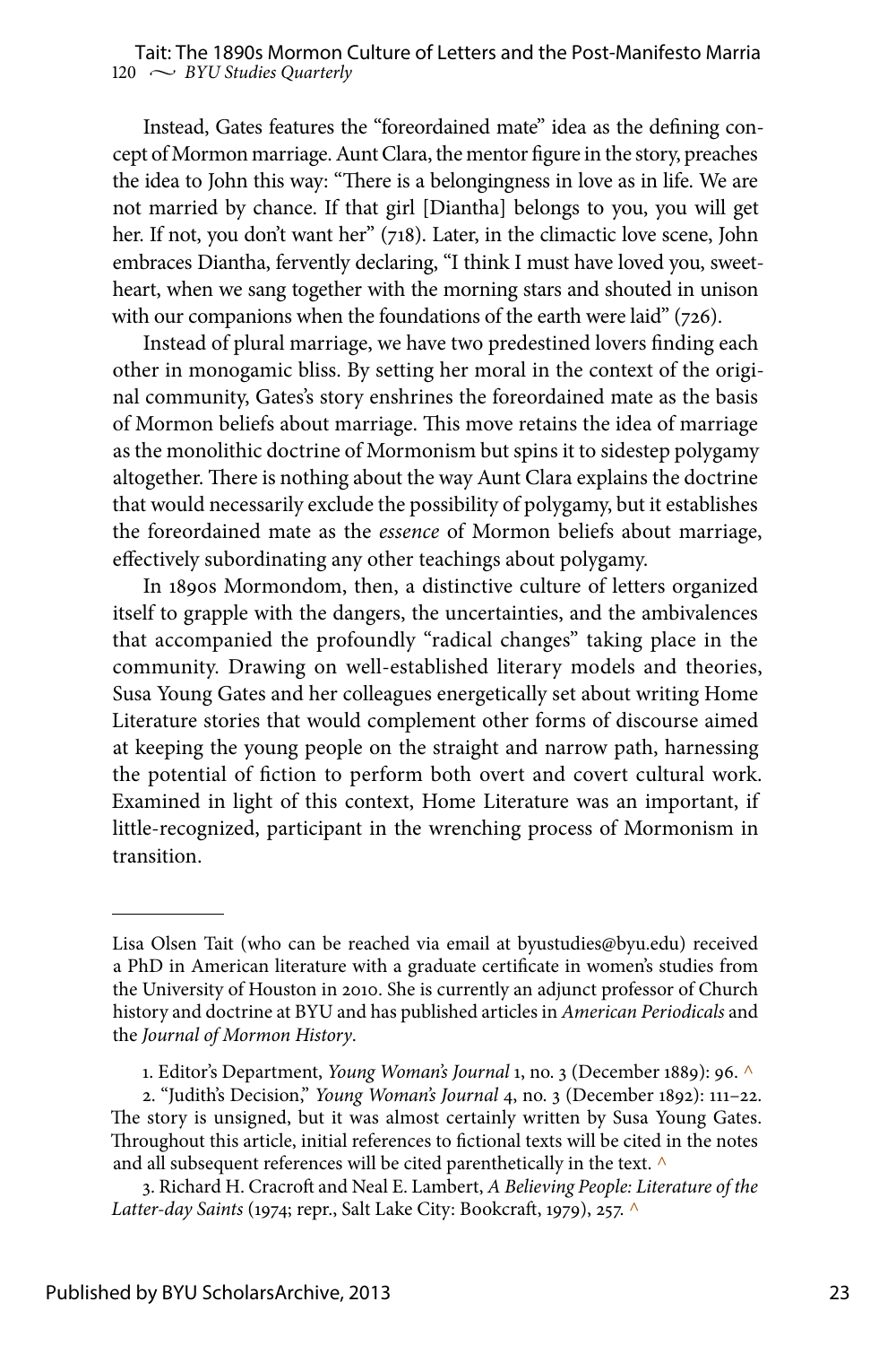Instead, Gates features the "foreordained mate" idea as the defining concept of Mormon marriage. Aunt Clara, the mentor figure in the story, preaches the idea to John this way: "There is a belongingness in love as in life. We are not married by chance. If that girl [Diantha] belongs to you, you will get her. If not, you don't want her" (718). Later, in the climactic love scene, John embraces Diantha, fervently declaring, "I think I must have loved you, sweetheart, when we sang together with the morning stars and shouted in unison with our companions when the foundations of the earth were laid" (726).

Instead of plural marriage, we have two predestined lovers finding each other in monogamic bliss. By setting her moral in the context of the original community, Gates's story enshrines the foreordained mate as the basis of Mormon beliefs about marriage. This move retains the idea of marriage as the monolithic doctrine of Mormonism but spins it to sidestep polygamy altogether. There is nothing about the way Aunt Clara explains the doctrine that would necessarily exclude the possibility of polygamy, but it establishes the foreordained mate as the *essence* of Mormon beliefs about marriage, effectively subordinating any other teachings about polygamy.

In 1890s Mormondom, then, a distinctive culture of letters organized itself to grapple with the dangers, the uncertainties, and the ambivalences that accompanied the profoundly "radical changes" taking place in the community. Drawing on well-established literary models and theories, Susa Young Gates and her colleagues energetically set about writing Home Literature stories that would complement other forms of discourse aimed at keeping the young people on the straight and narrow path, harnessing the potential of fiction to perform both overt and covert cultural work. Examined in light of this context, Home Literature was an important, if little-recognized, participant in the wrenching process of Mormonism in transition.

---

Lisa Olsen Tait (who can be reached via email at byustudies@byu.edu) received a PhD in American literature with a graduate certificate in women's studies from the University of Houston in 2010. She is currently an adjunct professor of Church history and doctrine at BYU and has published articles in *American Periodicals* and the *Journal of Mormon History*.

1. Editor's Department, *Young Woman's Journal* 1, no. 3 (December 1889): 96. ^

2. "Judith's Decision," *Young Woman's Journal* 4, no. 3 (December 1892): 111–22. The story is unsigned, but it was almost certainly written by Susa Young Gates. Throughout this article, initial references to fictional texts will be cited in the notes and all subsequent references will be cited parenthetically in the text. ^

3. Richard H. Cracroft and Neal E. Lambert, *A Believing People: Literature of the Latter-day Saints* (1974; repr., Salt Lake City: Bookcraft, 1979), 257. ^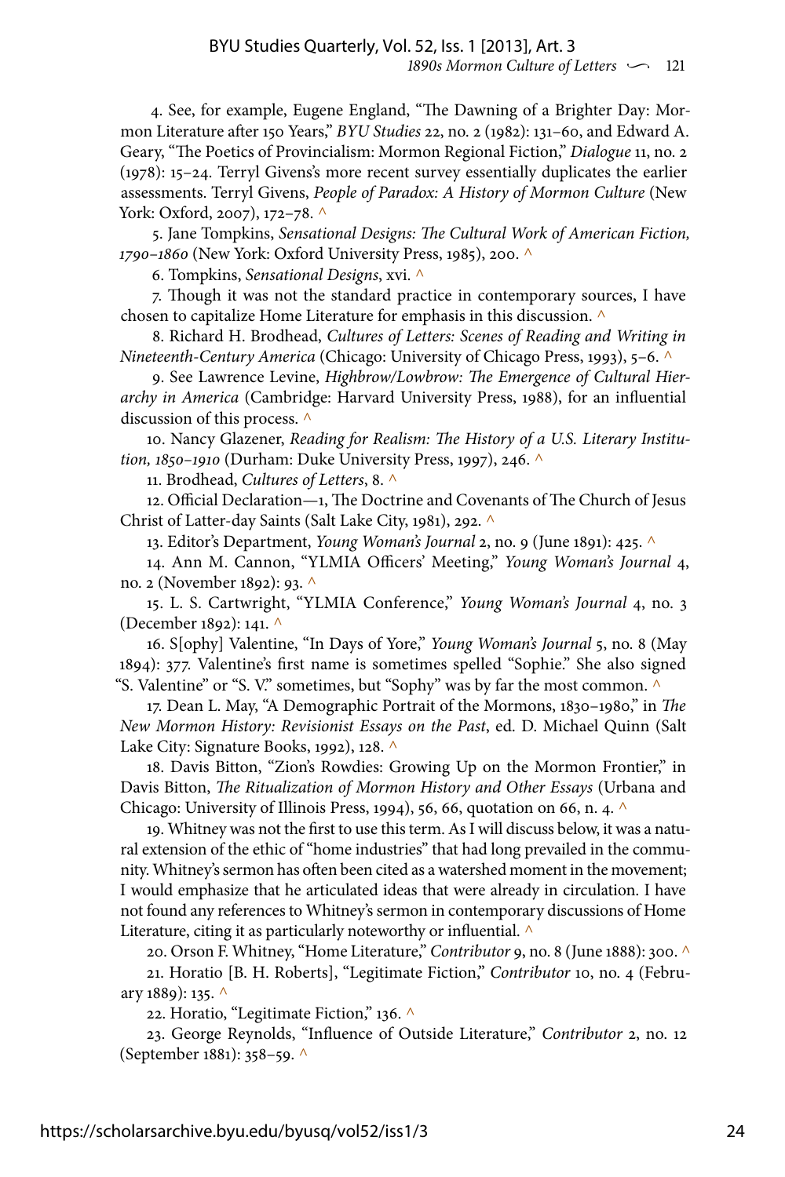4. See, for example, Eugene England, "The Dawning of a Brighter Day: Mormon Literature after 150 Years," *BYU Studies* 22, no. 2 (1982): 131–60, and Edward A. Geary, "The Poetics of Provincialism: Mormon Regional Fiction," *Dialogue* 11, no. 2 (1978): 15–24. Terryl Givens's more recent survey essentially duplicates the earlier assessments. Terryl Givens, *People of Paradox: A History of Mormon Culture* (New York: Oxford, 2007), 172–78. ^

5. Jane Tompkins, *Sensational Designs: The Cultural Work of American Fiction, 1790–1860* (New York: Oxford University Press, 1985), 200. ^

6. Tompkins, *Sensational Designs*, xvi. ^

7. Though it was not the standard practice in contemporary sources, I have chosen to capitalize Home Literature for emphasis in this discussion. ^

8. Richard H. Brodhead, *Cultures of Letters: Scenes of Reading and Writing in Nineteenth-Century America* (Chicago: University of Chicago Press, 1993), 5–6. ^

9. See Lawrence Levine, *Highbrow/Lowbrow: The Emergence of Cultural Hierarchy in America* (Cambridge: Harvard University Press, 1988), for an influential discussion of this process. ^

10. Nancy Glazener, *Reading for Realism: The History of a U.S. Literary Institution, 1850–1910* (Durham: Duke University Press, 1997), 246. ^

11. Brodhead, *Cultures of Letters*, 8. ^

12. Official Declaration—1, The Doctrine and Covenants of The Church of Jesus Christ of Latter-day Saints (Salt Lake City, 1981), 292. ^

13. Editor's Department, *Young Woman's Journal* 2, no. 9 (June 1891): 425. ^

14. Ann M. Cannon, "YLMIA Officers' Meeting," *Young Woman's Journal* 4, no. 2 (November 1892): 93. ^

15. L. S. Cartwright, "YLMIA Conference," *Young Woman's Journal* 4, no. 3 (December 1892): 141. ^

16. S[ophy] Valentine, "In Days of Yore," *Young Woman's Journal* 5, no. 8 (May 1894): 377. Valentine's first name is sometimes spelled "Sophie." She also signed "S. Valentine" or "S. V." sometimes, but "Sophy" was by far the most common. ^

17. Dean L. May, "A Demographic Portrait of the Mormons, 1830–1980," in *The New Mormon History: Revisionist Essays on the Past*, ed. D. Michael Quinn (Salt Lake City: Signature Books, 1992), 128. ^

18. Davis Bitton, "Zion's Rowdies: Growing Up on the Mormon Frontier," in Davis Bitton, *The Ritualization of Mormon History and Other Essays* (Urbana and Chicago: University of Illinois Press, 1994), 56, 66, quotation on 66, n. 4. ^

19. Whitney was not the first to use this term. As I will discuss below, it was a natural extension of the ethic of "home industries" that had long prevailed in the community. Whitney's sermon has often been cited as a watershed moment in the movement; I would emphasize that he articulated ideas that were already in circulation. I have not found any references to Whitney's sermon in contemporary discussions of Home Literature, citing it as particularly noteworthy or influential. ^

20. Orson F. Whitney, "Home Literature," *Contributor* 9, no. 8 (June 1888): 300. ^

21. Horatio [B. H. Roberts], "Legitimate Fiction," *Contributor* 10, no. 4 (February 1889): 135. ^

22. Horatio, "Legitimate Fiction," 136. ^

23. George Reynolds, "Influence of Outside Literature," *Contributor* 2, no. 12 (September 1881): 358–59. ^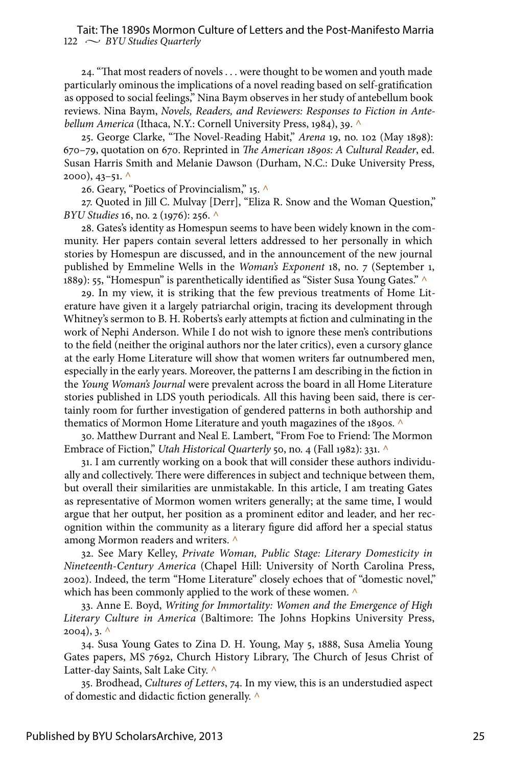24. "That most readers of novels . . . were thought to be women and youth made particularly ominous the implications of a novel reading based on self-gratification as opposed to social feelings," Nina Baym observes in her study of antebellum book reviews. Nina Baym, *Novels, Readers, and Reviewers: Responses to Fiction in Antebellum America* (Ithaca, N.Y.: Cornell University Press, 1984), 39. ^

25. George Clarke, "The Novel-Reading Habit," *Arena* 19, no. 102 (May 1898): 670–79, quotation on 670. Reprinted in *The American 1890s: A Cultural Reader*, ed. Susan Harris Smith and Melanie Dawson (Durham, N.C.: Duke University Press, 2000), 43–51. ^

26. Geary, "Poetics of Provincialism," 15. ^

27. Quoted in Jill C. Mulvay [Derr], "Eliza R. Snow and the Woman Question," *BYU Studies* 16, no. 2 (1976): 256. ^

28. Gates's identity as Homespun seems to have been widely known in the community. Her papers contain several letters addressed to her personally in which stories by Homespun are discussed, and in the announcement of the new journal published by Emmeline Wells in the *Woman's Exponent* 18, no. 7 (September 1, 1889): 55, "Homespun" is parenthetically identified as "Sister Susa Young Gates." ^

29. In my view, it is striking that the few previous treatments of Home Literature have given it a largely patriarchal origin, tracing its development through Whitney's sermon to B. H. Roberts's early attempts at fiction and culminating in the work of Nephi Anderson. While I do not wish to ignore these men's contributions to the field (neither the original authors nor the later critics), even a cursory glance at the early Home Literature will show that women writers far outnumbered men, especially in the early years. Moreover, the patterns I am describing in the fiction in the *Young Woman's Journal* were prevalent across the board in all Home Literature stories published in LDS youth periodicals. All this having been said, there is certainly room for further investigation of gendered patterns in both authorship and thematics of Mormon Home Literature and youth magazines of the 1890s. ^

30. Matthew Durrant and Neal E. Lambert, "From Foe to Friend: The Mormon Embrace of Fiction," *Utah Historical Quarterly* 50, no. 4 (Fall 1982): 331. ^

31. I am currently working on a book that will consider these authors individually and collectively. There were differences in subject and technique between them, but overall their similarities are unmistakable. In this article, I am treating Gates as representative of Mormon women writers generally; at the same time, I would argue that her output, her position as a prominent editor and leader, and her recognition within the community as a literary figure did afford her a special status among Mormon readers and writers. ^

32. See Mary Kelley, *Private Woman, Public Stage: Literary Domesticity in Nineteenth-Century America* (Chapel Hill: University of North Carolina Press, 2002). Indeed, the term "Home Literature" closely echoes that of "domestic novel," which has been commonly applied to the work of these women. ^

33. Anne E. Boyd, *Writing for Immortality: Women and the Emergence of High Literary Culture in America* (Baltimore: The Johns Hopkins University Press, 2004), 3. ^

34. Susa Young Gates to Zina D. H. Young, May 5, 1888, Susa Amelia Young Gates papers, MS 7692, Church History Library, The Church of Jesus Christ of Latter-day Saints, Salt Lake City. ^

35. Brodhead, *Cultures of Letters*, 74. In my view, this is an understudied aspect of domestic and didactic fiction generally. ^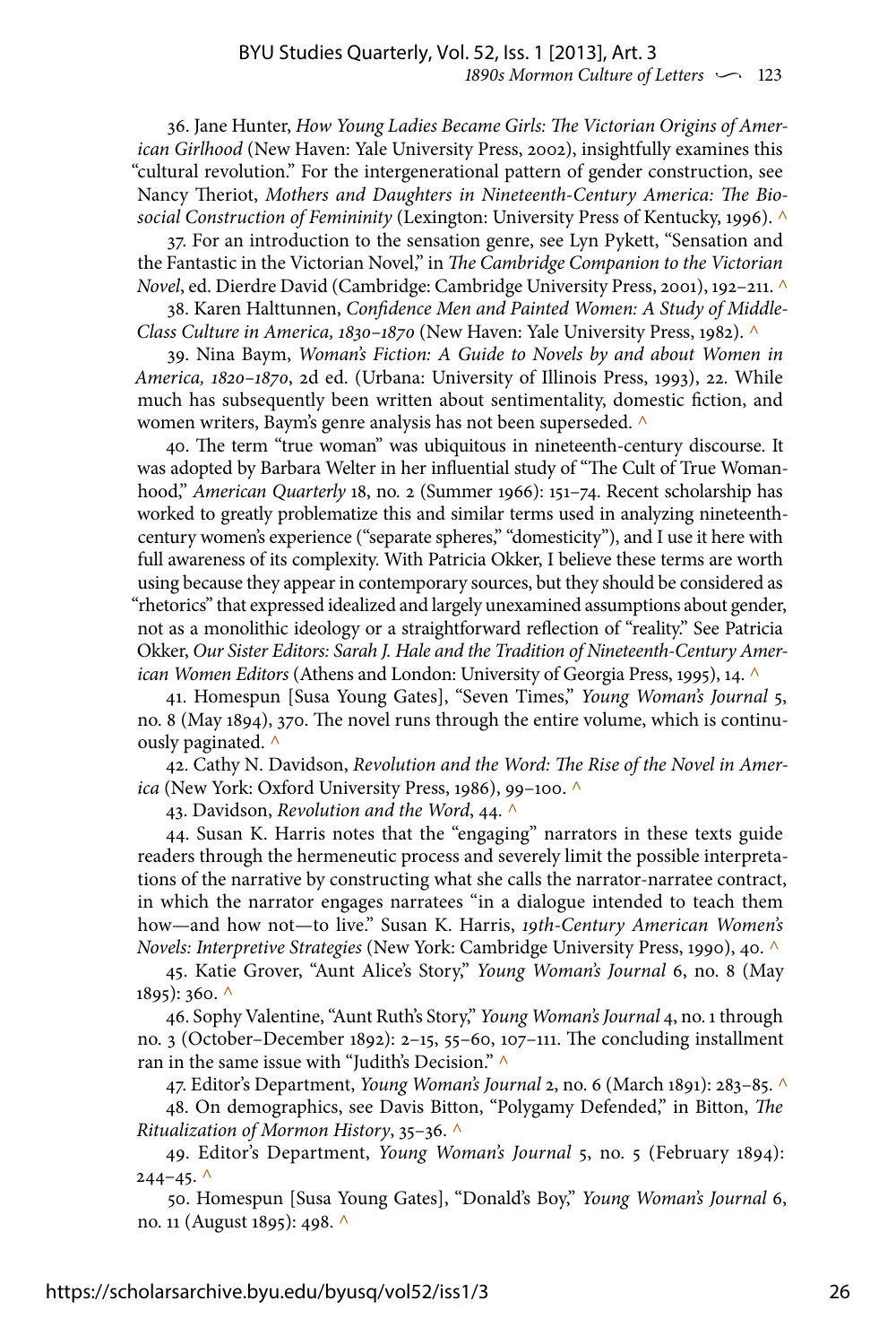36. Jane Hunter, *How Young Ladies Became Girls: The Victorian Origins of American Girlhood* (New Haven: Yale University Press, 2002), insightfully examines this "cultural revolution." For the intergenerational pattern of gender construction, see Nancy Theriot, *Mothers and Daughters in Nineteenth-Century America: The Biosocial Construction of Femininity* (Lexington: University Press of Kentucky, 1996). ^

37. For an introduction to the sensation genre, see Lyn Pykett, "Sensation and the Fantastic in the Victorian Novel," in *The Cambridge Companion to the Victorian Novel*, ed. Dierdre David (Cambridge: Cambridge University Press, 2001), 192–211. ^

38. Karen Halttunnen, *Confidence Men and Painted Women: A Study of Middle-Class Culture in America, 1830–1870* (New Haven: Yale University Press, 1982). ^

39. Nina Baym, *Woman's Fiction: A Guide to Novels by and about Women in America, 1820–1870*, 2d ed. (Urbana: University of Illinois Press, 1993), 22. While much has subsequently been written about sentimentality, domestic fiction, and women writers, Baym's genre analysis has not been superseded. ^

40. The term "true woman" was ubiquitous in nineteenth-century discourse. It was adopted by Barbara Welter in her influential study of "The Cult of True Womanhood," *American Quarterly* 18, no. 2 (Summer 1966): 151–74. Recent scholarship has worked to greatly problematize this and similar terms used in analyzing nineteenth-century women's experience ("separate spheres," "domesticity"), and I use it here with full awareness of its complexity. With Patricia Okker, I believe these terms are worth using because they appear in contemporary sources, but they should be considered as "rhetorics" that expressed idealized and largely unexamined assumptions about gender, not as a monolithic ideology or a straightforward reflection of "reality." See Patricia Okker, *Our Sister Editors: Sarah J. Hale and the Tradition of Nineteenth-Century American Women Editors* (Athens and London: University of Georgia Press, 1995), 14. ^

41. Homespun [Susa Young Gates], "Seven Times," *Young Woman's Journal* 5, no. 8 (May 1894), 370. The novel runs through the entire volume, which is continuously paginated. ^

42. Cathy N. Davidson, *Revolution and the Word: The Rise of the Novel in America* (New York: Oxford University Press, 1986), 99–100. ^

43. Davidson, *Revolution and the Word*, 44. ^

44. Susan K. Harris notes that the "engaging" narrators in these texts guide readers through the hermeneutic process and severely limit the possible interpretations of the narrative by constructing what she calls the narrator-narratee contract, in which the narrator engages narratees "in a dialogue intended to teach them how—and how not—to live." Susan K. Harris, *19th-Century American Women's Novels: Interpretive Strategies* (New York: Cambridge University Press, 1990), 40. ^

45. Katie Grover, "Aunt Alice's Story," *Young Woman's Journal* 6, no. 8 (May 1895): 360. ^

46. Sophy Valentine, "Aunt Ruth's Story," *Young Woman's Journal* 4, no. 1 through no. 3 (October–December 1892): 2–15, 55–60, 107–111. The concluding installment ran in the same issue with "Judith's Decision." ^

47. Editor's Department, *Young Woman's Journal* 2, no. 6 (March 1891): 283–85. ^

48. On demographics, see Davis Bitton, "Polygamy Defended," in Bitton, *The Ritualization of Mormon History*, 35–36. ^

49. Editor's Department, *Young Woman's Journal* 5, no. 5 (February 1894): 244–45. ^

50. Homespun [Susa Young Gates], "Donald's Boy," *Young Woman's Journal* 6, no. 11 (August 1895): 498. ^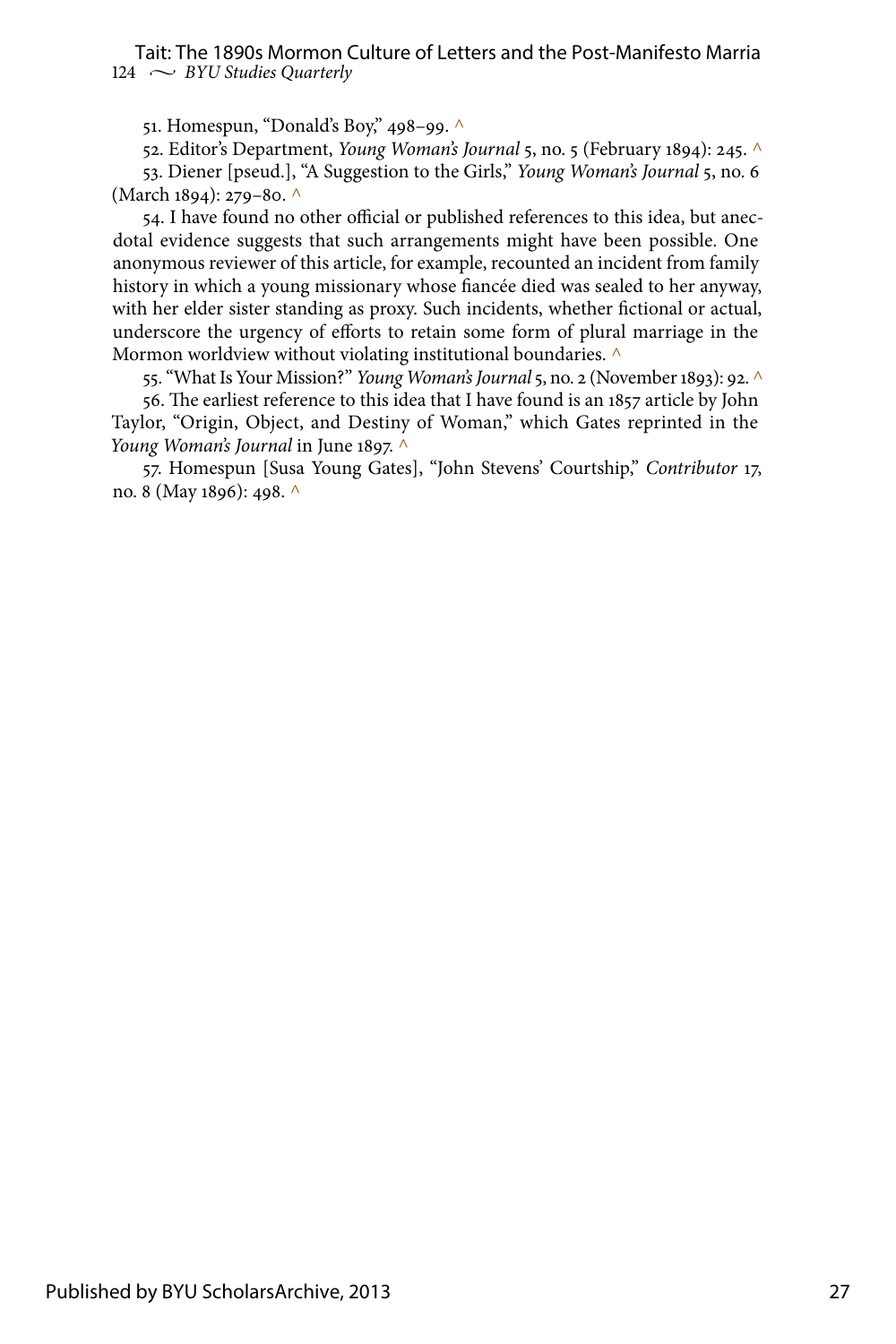51. Homespun, "Donald's Boy," 498–99. ^

52. Editor's Department, *Young Woman's Journal* 5, no. 5 (February 1894): 245. ^

53. Diener [pseud.], "A Suggestion to the Girls," *Young Woman's Journal* 5, no. 6 (March 1894): 279–80. ^

54. I have found no other official or published references to this idea, but anecdotal evidence suggests that such arrangements might have been possible. One anonymous reviewer of this article, for example, recounted an incident from family history in which a young missionary whose fiancée died was sealed to her anyway, with her elder sister standing as proxy. Such incidents, whether fictional or actual, underscore the urgency of efforts to retain some form of plural marriage in the Mormon worldview without violating institutional boundaries. ^

55. "What Is Your Mission?" *Young Woman's Journal* 5, no. 2 (November 1893): 92. ^

56. The earliest reference to this idea that I have found is an 1857 article by John Taylor, "Origin, Object, and Destiny of Woman," which Gates reprinted in the *Young Woman's Journal* in June 1897. ^

57. Homespun [Susa Young Gates], "John Stevens' Courtship," *Contributor* 17, no. 8 (May 1896): 498. ^